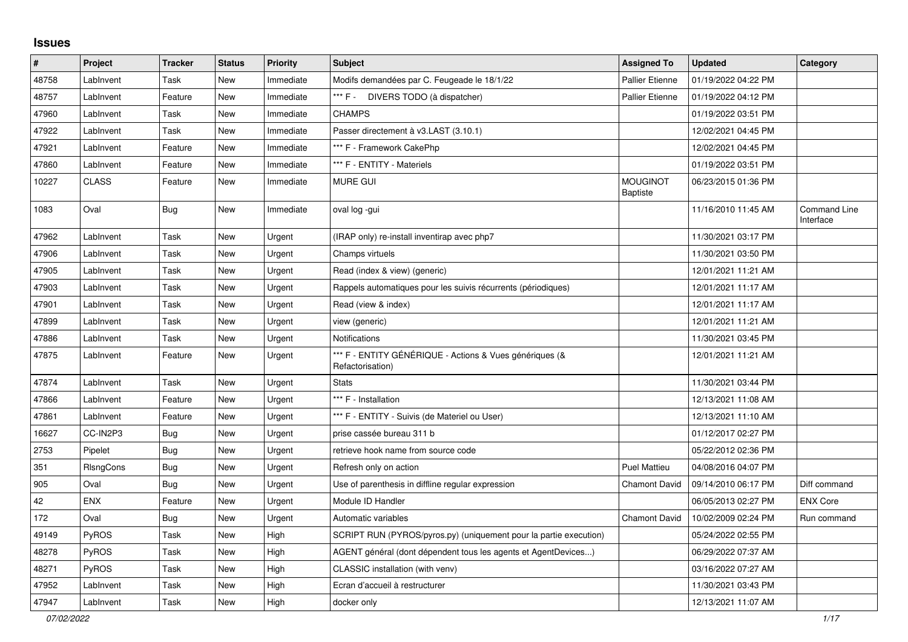## Issues

| # | Project | Tracker | Status | Priority | Subject | Assigned To | Updated | Category |
|---|---|---|---|---|---|---|---|---|
| 48758 | LabInvent | Task | New | Immediate | Modifs demandées par C. Feugeade le 18/1/22 | Pallier Etienne | 01/19/2022 04:22 PM | |
| 48757 | LabInvent | Feature | New | Immediate | *** F - DIVERS TODO (à dispatcher) | Pallier Etienne | 01/19/2022 04:12 PM | |
| 47960 | LabInvent | Task | New | Immediate | CHAMPS | | 01/19/2022 03:51 PM | |
| 47922 | LabInvent | Task | New | Immediate | Passer directement à v3.LAST (3.10.1) | | 12/02/2021 04:45 PM | |
| 47921 | LabInvent | Feature | New | Immediate | *** F - Framework CakePhp | | 12/02/2021 04:45 PM | |
| 47860 | LabInvent | Feature | New | Immediate | *** F - ENTITY - Materiels | | 01/19/2022 03:51 PM | |
| 10227 | CLASS | Feature | New | Immediate | MURE GUI | MOUGINOT Baptiste | 06/23/2015 01:36 PM | |
| 1083 | Oval | Bug | New | Immediate | oval log -gui | | 11/16/2010 11:45 AM | Command Line Interface |
| 47962 | LabInvent | Task | New | Urgent | (IRAP only) re-install inventirap avec php7 | | 11/30/2021 03:17 PM | |
| 47906 | LabInvent | Task | New | Urgent | Champs virtuels | | 11/30/2021 03:50 PM | |
| 47905 | LabInvent | Task | New | Urgent | Read (index & view) (generic) | | 12/01/2021 11:21 AM | |
| 47903 | LabInvent | Task | New | Urgent | Rappels automatiques pour les suivis récurrents (périodiques) | | 12/01/2021 11:17 AM | |
| 47901 | LabInvent | Task | New | Urgent | Read (view & index) | | 12/01/2021 11:17 AM | |
| 47899 | LabInvent | Task | New | Urgent | view (generic) | | 12/01/2021 11:21 AM | |
| 47886 | LabInvent | Task | New | Urgent | Notifications | | 11/30/2021 03:45 PM | |
| 47875 | LabInvent | Feature | New | Urgent | *** F - ENTITY GÉNÉRIQUE - Actions & Vues génériques (& Refactorisation) | | 12/01/2021 11:21 AM | |
| 47874 | LabInvent | Task | New | Urgent | Stats | | 11/30/2021 03:44 PM | |
| 47866 | LabInvent | Feature | New | Urgent | *** F - Installation | | 12/13/2021 11:08 AM | |
| 47861 | LabInvent | Feature | New | Urgent | *** F - ENTITY - Suivis (de Materiel ou User) | | 12/13/2021 11:10 AM | |
| 16627 | CC-IN2P3 | Bug | New | Urgent | prise cassée bureau 311 b | | 01/12/2017 02:27 PM | |
| 2753 | Pipelet | Bug | New | Urgent | retrieve hook name from source code | | 05/22/2012 02:36 PM | |
| 351 | RIsngCons | Bug | New | Urgent | Refresh only on action | Puel Mattieu | 04/08/2016 04:07 PM | |
| 905 | Oval | Bug | New | Urgent | Use of parenthesis in diffline regular expression | Chamont David | 09/14/2010 06:17 PM | Diff command |
| 42 | ENX | Feature | New | Urgent | Module ID Handler | | 06/05/2013 02:27 PM | ENX Core |
| 172 | Oval | Bug | New | Urgent | Automatic variables | Chamont David | 10/02/2009 02:24 PM | Run command |
| 49149 | PyROS | Task | New | High | SCRIPT RUN (PYROS/pyros.py) (uniquement pour la partie execution) | | 05/24/2022 02:55 PM | |
| 48278 | PyROS | Task | New | High | AGENT général (dont dépendent tous les agents et AgentDevices...) | | 06/29/2022 07:37 AM | |
| 48271 | PyROS | Task | New | High | CLASSIC installation (with venv) | | 03/16/2022 07:27 AM | |
| 47952 | LabInvent | Task | New | High | Ecran d'accueil à restructurer | | 11/30/2021 03:43 PM | |
| 47947 | LabInvent | Task | New | High | docker only | | 12/13/2021 11:07 AM | |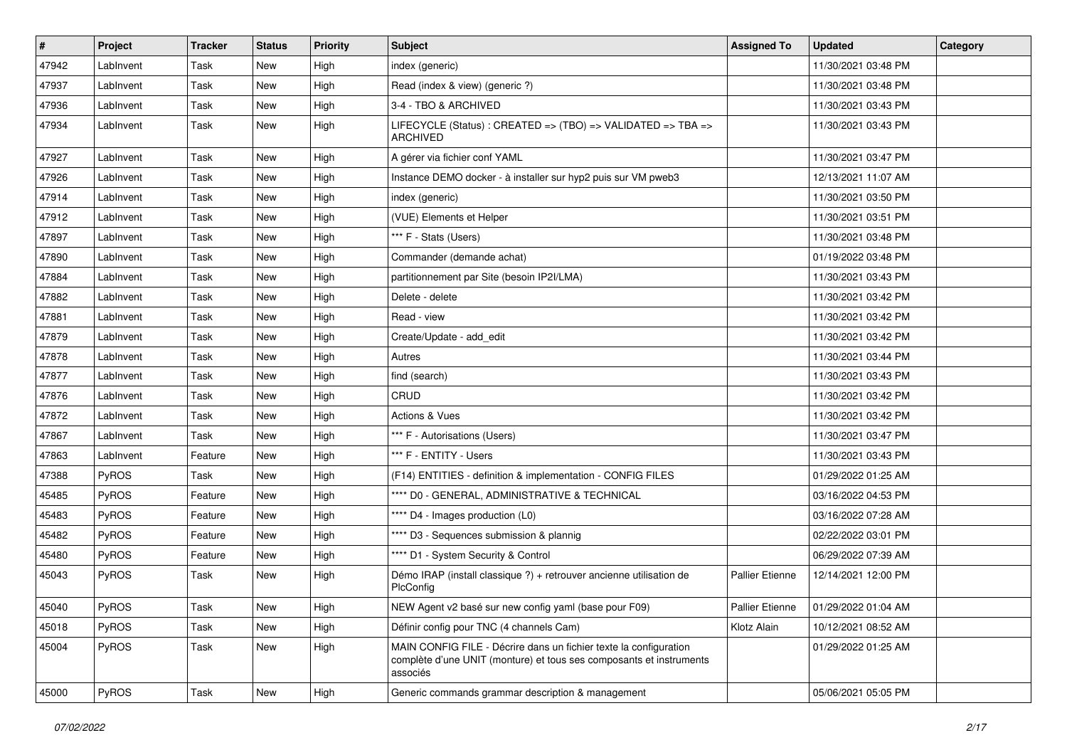| # | Project | Tracker | Status | Priority | Subject | Assigned To | Updated | Category |
|---|---|---|---|---|---|---|---|---|
| 47942 | LabInvent | Task | New | High | index (generic) | | 11/30/2021 03:48 PM | |
| 47937 | LabInvent | Task | New | High | Read (index & view) (generic ?) | | 11/30/2021 03:48 PM | |
| 47936 | LabInvent | Task | New | High | 3-4 - TBO & ARCHIVED | | 11/30/2021 03:43 PM | |
| 47934 | LabInvent | Task | New | High | LIFECYCLE (Status) : CREATED => (TBO) => VALIDATED => TBA => ARCHIVED | | 11/30/2021 03:43 PM | |
| 47927 | LabInvent | Task | New | High | A gérer via fichier conf YAML | | 11/30/2021 03:47 PM | |
| 47926 | LabInvent | Task | New | High | Instance DEMO docker - à installer sur hyp2 puis sur VM pweb3 | | 12/13/2021 11:07 AM | |
| 47914 | LabInvent | Task | New | High | index (generic) | | 11/30/2021 03:50 PM | |
| 47912 | LabInvent | Task | New | High | (VUE) Elements et Helper | | 11/30/2021 03:51 PM | |
| 47897 | LabInvent | Task | New | High | *** F - Stats (Users) | | 11/30/2021 03:48 PM | |
| 47890 | LabInvent | Task | New | High | Commander (demande achat) | | 01/19/2022 03:48 PM | |
| 47884 | LabInvent | Task | New | High | partitionnement par Site (besoin IP2I/LMA) | | 11/30/2021 03:43 PM | |
| 47882 | LabInvent | Task | New | High | Delete - delete | | 11/30/2021 03:42 PM | |
| 47881 | LabInvent | Task | New | High | Read - view | | 11/30/2021 03:42 PM | |
| 47879 | LabInvent | Task | New | High | Create/Update - add_edit | | 11/30/2021 03:42 PM | |
| 47878 | LabInvent | Task | New | High | Autres | | 11/30/2021 03:44 PM | |
| 47877 | LabInvent | Task | New | High | find (search) | | 11/30/2021 03:43 PM | |
| 47876 | LabInvent | Task | New | High | CRUD | | 11/30/2021 03:42 PM | |
| 47872 | LabInvent | Task | New | High | Actions & Vues | | 11/30/2021 03:42 PM | |
| 47867 | LabInvent | Task | New | High | *** F - Autorisations (Users) | | 11/30/2021 03:47 PM | |
| 47863 | LabInvent | Feature | New | High | *** F - ENTITY - Users | | 11/30/2021 03:43 PM | |
| 47388 | PyROS | Task | New | High | (F14) ENTITIES - definition & implementation - CONFIG FILES | | 01/29/2022 01:25 AM | |
| 45485 | PyROS | Feature | New | High | **** D0 - GENERAL, ADMINISTRATIVE & TECHNICAL | | 03/16/2022 04:53 PM | |
| 45483 | PyROS | Feature | New | High | **** D4 - Images production (L0) | | 03/16/2022 07:28 AM | |
| 45482 | PyROS | Feature | New | High | **** D3 - Sequences submission & plannig | | 02/22/2022 03:01 PM | |
| 45480 | PyROS | Feature | New | High | **** D1 - System Security & Control | | 06/29/2022 07:39 AM | |
| 45043 | PyROS | Task | New | High | Démo IRAP (install classique ?) + retrouver ancienne utilisation de PlcConfig | Pallier Etienne | 12/14/2021 12:00 PM | |
| 45040 | PyROS | Task | New | High | NEW Agent v2 basé sur new config yaml (base pour F09) | Pallier Etienne | 01/29/2022 01:04 AM | |
| 45018 | PyROS | Task | New | High | Définir config pour TNC (4 channels Cam) | Klotz Alain | 10/12/2021 08:52 AM | |
| 45004 | PyROS | Task | New | High | MAIN CONFIG FILE - Décrire dans un fichier texte la configuration complète d'une UNIT (monture) et tous ses composants et instruments associés | | 01/29/2022 01:25 AM | |
| 45000 | PyROS | Task | New | High | Generic commands grammar description & management | | 05/06/2021 05:05 PM | |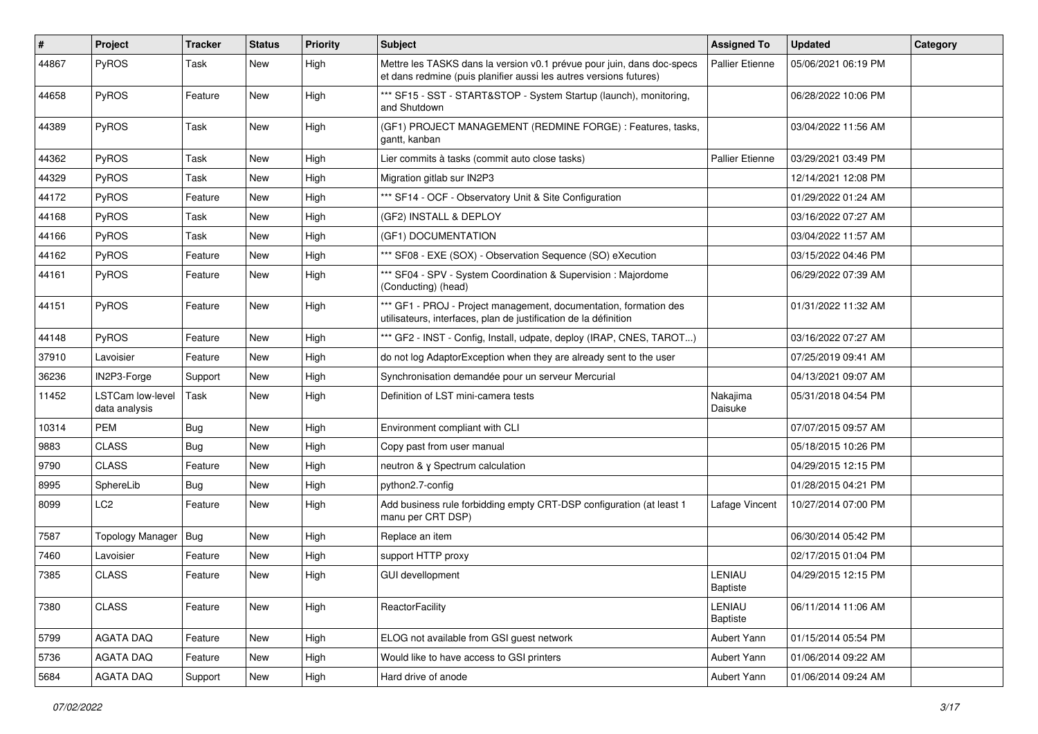| # | Project | Tracker | Status | Priority | Subject | Assigned To | Updated | Category |
|---|---|---|---|---|---|---|---|---|
| 44867 | PyROS | Task | New | High | Mettre les TASKS dans la version v0.1 prévue pour juin, dans doc-specs et dans redmine (puis planifier aussi les autres versions futures) | Pallier Etienne | 05/06/2021 06:19 PM | |
| 44658 | PyROS | Feature | New | High | *** SF15 - SST - START&STOP - System Startup (launch), monitoring, and Shutdown | | 06/28/2022 10:06 PM | |
| 44389 | PyROS | Task | New | High | (GF1) PROJECT MANAGEMENT (REDMINE FORGE) : Features, tasks, gantt, kanban | | 03/04/2022 11:56 AM | |
| 44362 | PyROS | Task | New | High | Lier commits à tasks (commit auto close tasks) | Pallier Etienne | 03/29/2021 03:49 PM | |
| 44329 | PyROS | Task | New | High | Migration gitlab sur IN2P3 | | 12/14/2021 12:08 PM | |
| 44172 | PyROS | Feature | New | High | *** SF14 - OCF - Observatory Unit & Site Configuration | | 01/29/2022 01:24 AM | |
| 44168 | PyROS | Task | New | High | (GF2) INSTALL & DEPLOY | | 03/16/2022 07:27 AM | |
| 44166 | PyROS | Task | New | High | (GF1) DOCUMENTATION | | 03/04/2022 11:57 AM | |
| 44162 | PyROS | Feature | New | High | *** SF08 - EXE (SOX) - Observation Sequence (SO) eXecution | | 03/15/2022 04:46 PM | |
| 44161 | PyROS | Feature | New | High | *** SF04 - SPV - System Coordination & Supervision : Majordome (Conducting) (head) | | 06/29/2022 07:39 AM | |
| 44151 | PyROS | Feature | New | High | *** GF1 - PROJ - Project management, documentation, formation des utilisateurs, interfaces, plan de justification de la définition | | 01/31/2022 11:32 AM | |
| 44148 | PyROS | Feature | New | High | *** GF2 - INST - Config, Install, udpate, deploy (IRAP, CNES, TAROT...) | | 03/16/2022 07:27 AM | |
| 37910 | Lavoisier | Feature | New | High | do not log AdaptorException when they are already sent to the user | | 07/25/2019 09:41 AM | |
| 36236 | IN2P3-Forge | Support | New | High | Synchronisation demandée pour un serveur Mercurial | | 04/13/2021 09:07 AM | |
| 11452 | LSTCam low-level data analysis | Task | New | High | Definition of LST mini-camera tests | Nakajima Daisuke | 05/31/2018 04:54 PM | |
| 10314 | PEM | Bug | New | High | Environment compliant with CLI | | 07/07/2015 09:57 AM | |
| 9883 | CLASS | Bug | New | High | Copy past from user manual | | 05/18/2015 10:26 PM | |
| 9790 | CLASS | Feature | New | High | neutron & γ Spectrum calculation | | 04/29/2015 12:15 PM | |
| 8995 | SphereLib | Bug | New | High | python2.7-config | | 01/28/2015 04:21 PM | |
| 8099 | LC2 | Feature | New | High | Add business rule forbidding empty CRT-DSP configuration (at least 1 manu per CRT DSP) | Lafage Vincent | 10/27/2014 07:00 PM | |
| 7587 | Topology Manager | Bug | New | High | Replace an item | | 06/30/2014 05:42 PM | |
| 7460 | Lavoisier | Feature | New | High | support HTTP proxy | | 02/17/2015 01:04 PM | |
| 7385 | CLASS | Feature | New | High | GUI devellopment | LENIAU Baptiste | 04/29/2015 12:15 PM | |
| 7380 | CLASS | Feature | New | High | ReactorFacility | LENIAU Baptiste | 06/11/2014 11:06 AM | |
| 5799 | AGATA DAQ | Feature | New | High | ELOG not available from GSI guest network | Aubert Yann | 01/15/2014 05:54 PM | |
| 5736 | AGATA DAQ | Feature | New | High | Would like to have access to GSI printers | Aubert Yann | 01/06/2014 09:22 AM | |
| 5684 | AGATA DAQ | Support | New | High | Hard drive of anode | Aubert Yann | 01/06/2014 09:24 AM | |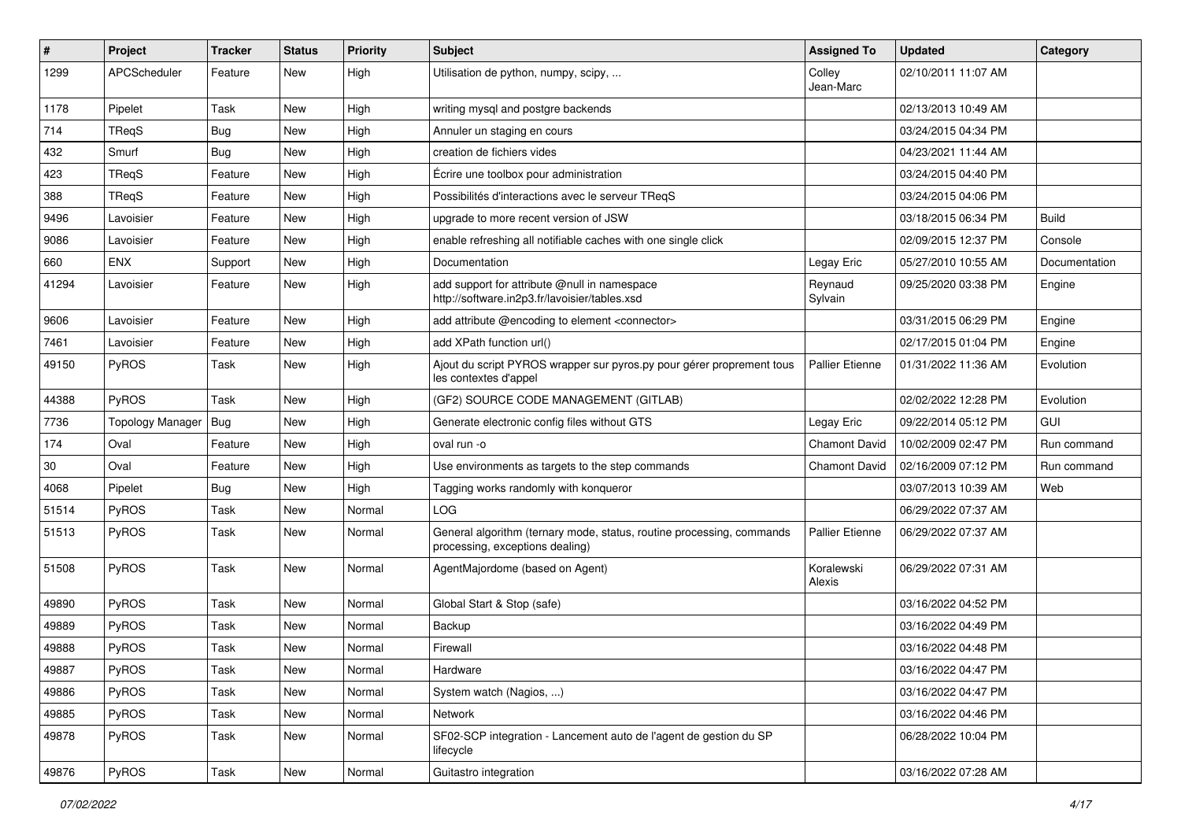| # | Project | Tracker | Status | Priority | Subject | Assigned To | Updated | Category |
|---|---|---|---|---|---|---|---|---|
| 1299 | APCScheduler | Feature | New | High | Utilisation de python, numpy, scipy, ... | Colley Jean-Marc | 02/10/2011 11:07 AM | |
| 1178 | Pipelet | Task | New | High | writing mysql and postgre backends | | 02/13/2013 10:49 AM | |
| 714 | TReqS | Bug | New | High | Annuler un staging en cours | | 03/24/2015 04:34 PM | |
| 432 | Smurf | Bug | New | High | creation de fichiers vides | | 04/23/2021 11:44 AM | |
| 423 | TReqS | Feature | New | High | Écrire une toolbox pour administration | | 03/24/2015 04:40 PM | |
| 388 | TReqS | Feature | New | High | Possibilités d'interactions avec le serveur TReqS | | 03/24/2015 04:06 PM | |
| 9496 | Lavoisier | Feature | New | High | upgrade to more recent version of JSW | | 03/18/2015 06:34 PM | Build |
| 9086 | Lavoisier | Feature | New | High | enable refreshing all notifiable caches with one single click | | 02/09/2015 12:37 PM | Console |
| 660 | ENX | Support | New | High | Documentation | Legay Eric | 05/27/2010 10:55 AM | Documentation |
| 41294 | Lavoisier | Feature | New | High | add support for attribute @null in namespace http://software.in2p3.fr/lavoisier/tables.xsd | Reynaud Sylvain | 09/25/2020 03:38 PM | Engine |
| 9606 | Lavoisier | Feature | New | High | add attribute @encoding to element <connector> | | 03/31/2015 06:29 PM | Engine |
| 7461 | Lavoisier | Feature | New | High | add XPath function url() | | 02/17/2015 01:04 PM | Engine |
| 49150 | PyROS | Task | New | High | Ajout du script PYROS wrapper sur pyros.py pour gérer proprement tous les contextes d'appel | Pallier Etienne | 01/31/2022 11:36 AM | Evolution |
| 44388 | PyROS | Task | New | High | (GF2) SOURCE CODE MANAGEMENT (GITLAB) | | 02/02/2022 12:28 PM | Evolution |
| 7736 | Topology Manager | Bug | New | High | Generate electronic config files without GTS | Legay Eric | 09/22/2014 05:12 PM | GUI |
| 174 | Oval | Feature | New | High | oval run -o | Chamont David | 10/02/2009 02:47 PM | Run command |
| 30 | Oval | Feature | New | High | Use environments as targets to the step commands | Chamont David | 02/16/2009 07:12 PM | Run command |
| 4068 | Pipelet | Bug | New | High | Tagging works randomly with konqueror | | 03/07/2013 10:39 AM | Web |
| 51514 | PyROS | Task | New | Normal | LOG | | 06/29/2022 07:37 AM | |
| 51513 | PyROS | Task | New | Normal | General algorithm (ternary mode, status, routine processing, commands processing, exceptions dealing) | Pallier Etienne | 06/29/2022 07:37 AM | |
| 51508 | PyROS | Task | New | Normal | AgentMajordome (based on Agent) | Koralewski Alexis | 06/29/2022 07:31 AM | |
| 49890 | PyROS | Task | New | Normal | Global Start & Stop (safe) | | 03/16/2022 04:52 PM | |
| 49889 | PyROS | Task | New | Normal | Backup | | 03/16/2022 04:49 PM | |
| 49888 | PyROS | Task | New | Normal | Firewall | | 03/16/2022 04:48 PM | |
| 49887 | PyROS | Task | New | Normal | Hardware | | 03/16/2022 04:47 PM | |
| 49886 | PyROS | Task | New | Normal | System watch (Nagios, ...) | | 03/16/2022 04:47 PM | |
| 49885 | PyROS | Task | New | Normal | Network | | 03/16/2022 04:46 PM | |
| 49878 | PyROS | Task | New | Normal | SF02-SCP integration - Lancement auto de l'agent de gestion du SP lifecycle | | 06/28/2022 10:04 PM | |
| 49876 | PyROS | Task | New | Normal | Guitastro integration | | 03/16/2022 07:28 AM | |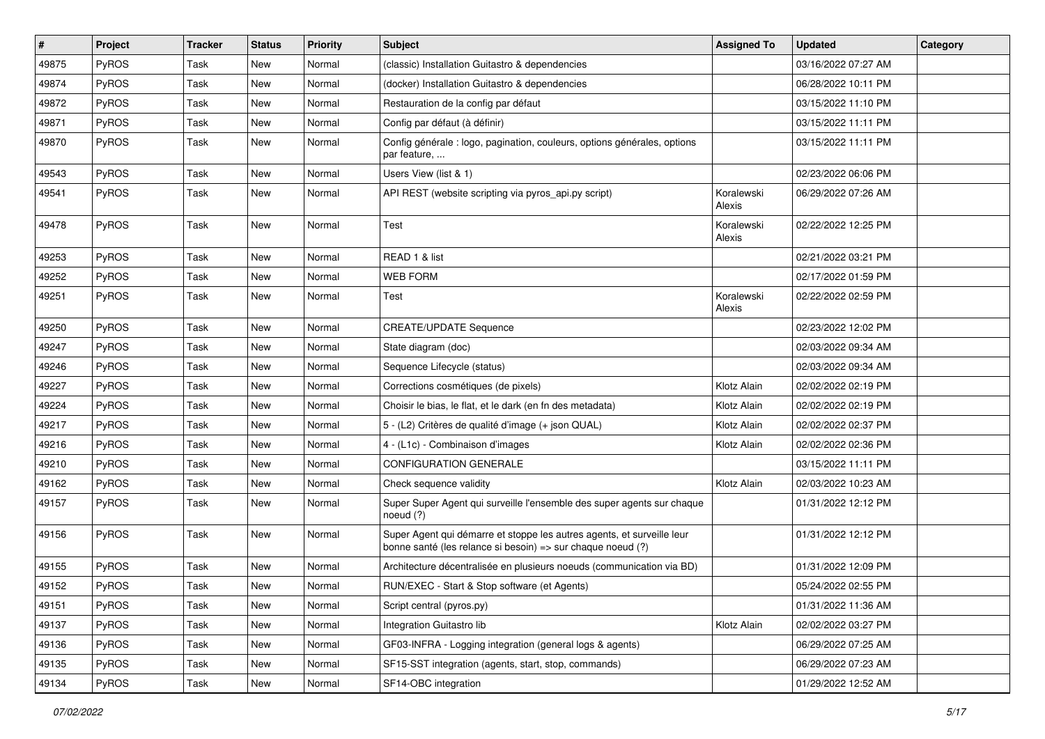| # | Project | Tracker | Status | Priority | Subject | Assigned To | Updated | Category |
|---|---|---|---|---|---|---|---|---|
| 49875 | PyROS | Task | New | Normal | (classic) Installation Guitastro & dependencies | | 03/16/2022 07:27 AM | |
| 49874 | PyROS | Task | New | Normal | (docker) Installation Guitastro & dependencies | | 06/28/2022 10:11 PM | |
| 49872 | PyROS | Task | New | Normal | Restauration de la config par défaut | | 03/15/2022 11:10 PM | |
| 49871 | PyROS | Task | New | Normal | Config par défaut (à définir) | | 03/15/2022 11:11 PM | |
| 49870 | PyROS | Task | New | Normal | Config générale : logo, pagination, couleurs, options générales, options par feature, ... | | 03/15/2022 11:11 PM | |
| 49543 | PyROS | Task | New | Normal | Users View (list & 1) | | 02/23/2022 06:06 PM | |
| 49541 | PyROS | Task | New | Normal | API REST (website scripting via pyros_api.py script) | Koralewski Alexis | 06/29/2022 07:26 AM | |
| 49478 | PyROS | Task | New | Normal | Test | Koralewski Alexis | 02/22/2022 12:25 PM | |
| 49253 | PyROS | Task | New | Normal | READ 1 & list | | 02/21/2022 03:21 PM | |
| 49252 | PyROS | Task | New | Normal | WEB FORM | | 02/17/2022 01:59 PM | |
| 49251 | PyROS | Task | New | Normal | Test | Koralewski Alexis | 02/22/2022 02:59 PM | |
| 49250 | PyROS | Task | New | Normal | CREATE/UPDATE Sequence | | 02/23/2022 12:02 PM | |
| 49247 | PyROS | Task | New | Normal | State diagram (doc) | | 02/03/2022 09:34 AM | |
| 49246 | PyROS | Task | New | Normal | Sequence Lifecycle (status) | | 02/03/2022 09:34 AM | |
| 49227 | PyROS | Task | New | Normal | Corrections cosmétiques (de pixels) | Klotz Alain | 02/02/2022 02:19 PM | |
| 49224 | PyROS | Task | New | Normal | Choisir le bias, le flat, et le dark (en fn des metadata) | Klotz Alain | 02/02/2022 02:19 PM | |
| 49217 | PyROS | Task | New | Normal | 5 - (L2) Critères de qualité d'image (+ json QUAL) | Klotz Alain | 02/02/2022 02:37 PM | |
| 49216 | PyROS | Task | New | Normal | 4 - (L1c) - Combinaison d'images | Klotz Alain | 02/02/2022 02:36 PM | |
| 49210 | PyROS | Task | New | Normal | CONFIGURATION GENERALE | | 03/15/2022 11:11 PM | |
| 49162 | PyROS | Task | New | Normal | Check sequence validity | Klotz Alain | 02/03/2022 10:23 AM | |
| 49157 | PyROS | Task | New | Normal | Super Super Agent qui surveille l'ensemble des super agents sur chaque noeud (?) | | 01/31/2022 12:12 PM | |
| 49156 | PyROS | Task | New | Normal | Super Agent qui démarre et stoppe les autres agents, et surveille leur bonne santé (les relance si besoin) => sur chaque noeud (?) | | 01/31/2022 12:12 PM | |
| 49155 | PyROS | Task | New | Normal | Architecture décentralisée en plusieurs noeuds (communication via BD) | | 01/31/2022 12:09 PM | |
| 49152 | PyROS | Task | New | Normal | RUN/EXEC - Start & Stop software (et Agents) | | 05/24/2022 02:55 PM | |
| 49151 | PyROS | Task | New | Normal | Script central (pyros.py) | | 01/31/2022 11:36 AM | |
| 49137 | PyROS | Task | New | Normal | Integration Guitastro lib | Klotz Alain | 02/02/2022 03:27 PM | |
| 49136 | PyROS | Task | New | Normal | GF03-INFRA - Logging integration (general logs & agents) | | 06/29/2022 07:25 AM | |
| 49135 | PyROS | Task | New | Normal | SF15-SST integration (agents, start, stop, commands) | | 06/29/2022 07:23 AM | |
| 49134 | PyROS | Task | New | Normal | SF14-OBC integration | | 01/29/2022 12:52 AM | |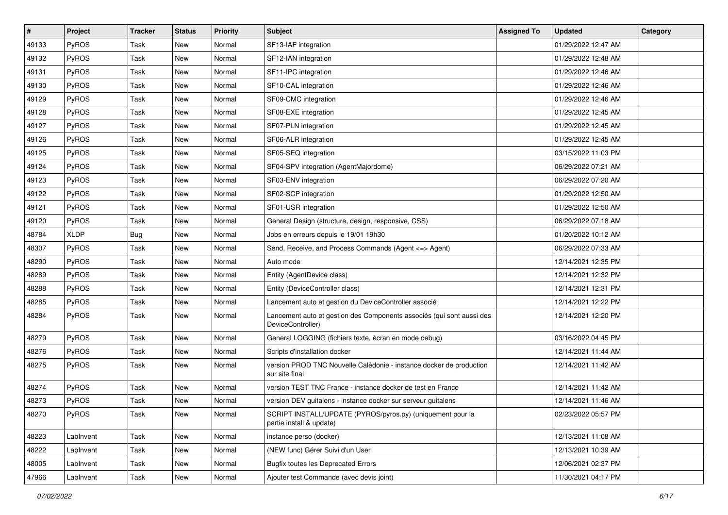| # | Project | Tracker | Status | Priority | Subject | Assigned To | Updated | Category |
|---|---|---|---|---|---|---|---|---|
| 49133 | PyROS | Task | New | Normal | SF13-IAF integration | | 01/29/2022 12:47 AM | |
| 49132 | PyROS | Task | New | Normal | SF12-IAN integration | | 01/29/2022 12:48 AM | |
| 49131 | PyROS | Task | New | Normal | SF11-IPC integration | | 01/29/2022 12:46 AM | |
| 49130 | PyROS | Task | New | Normal | SF10-CAL integration | | 01/29/2022 12:46 AM | |
| 49129 | PyROS | Task | New | Normal | SF09-CMC integration | | 01/29/2022 12:46 AM | |
| 49128 | PyROS | Task | New | Normal | SF08-EXE integration | | 01/29/2022 12:45 AM | |
| 49127 | PyROS | Task | New | Normal | SF07-PLN integration | | 01/29/2022 12:45 AM | |
| 49126 | PyROS | Task | New | Normal | SF06-ALR integration | | 01/29/2022 12:45 AM | |
| 49125 | PyROS | Task | New | Normal | SF05-SEQ integration | | 03/15/2022 11:03 PM | |
| 49124 | PyROS | Task | New | Normal | SF04-SPV integration (AgentMajordome) | | 06/29/2022 07:21 AM | |
| 49123 | PyROS | Task | New | Normal | SF03-ENV integration | | 06/29/2022 07:20 AM | |
| 49122 | PyROS | Task | New | Normal | SF02-SCP integration | | 01/29/2022 12:50 AM | |
| 49121 | PyROS | Task | New | Normal | SF01-USR integration | | 01/29/2022 12:50 AM | |
| 49120 | PyROS | Task | New | Normal | General Design (structure, design, responsive, CSS) | | 06/29/2022 07:18 AM | |
| 48784 | XLDP | Bug | New | Normal | Jobs en erreurs depuis le 19/01 19h30 | | 01/20/2022 10:12 AM | |
| 48307 | PyROS | Task | New | Normal | Send, Receive, and Process Commands (Agent <=> Agent) | | 06/29/2022 07:33 AM | |
| 48290 | PyROS | Task | New | Normal | Auto mode | | 12/14/2021 12:35 PM | |
| 48289 | PyROS | Task | New | Normal | Entity (AgentDevice class) | | 12/14/2021 12:32 PM | |
| 48288 | PyROS | Task | New | Normal | Entity (DeviceController class) | | 12/14/2021 12:31 PM | |
| 48285 | PyROS | Task | New | Normal | Lancement auto et gestion du DeviceController associé | | 12/14/2021 12:22 PM | |
| 48284 | PyROS | Task | New | Normal | Lancement auto et gestion des Components associés (qui sont aussi des DeviceController) | | 12/14/2021 12:20 PM | |
| 48279 | PyROS | Task | New | Normal | General LOGGING (fichiers texte, écran en mode debug) | | 03/16/2022 04:45 PM | |
| 48276 | PyROS | Task | New | Normal | Scripts d'installation docker | | 12/14/2021 11:44 AM | |
| 48275 | PyROS | Task | New | Normal | version PROD TNC Nouvelle Calédonie - instance docker de production sur site final | | 12/14/2021 11:42 AM | |
| 48274 | PyROS | Task | New | Normal | version TEST TNC France - instance docker de test en France | | 12/14/2021 11:42 AM | |
| 48273 | PyROS | Task | New | Normal | version DEV guitalens - instance docker sur serveur guitalens | | 12/14/2021 11:46 AM | |
| 48270 | PyROS | Task | New | Normal | SCRIPT INSTALL/UPDATE (PYROS/pyros.py) (uniquement pour la partie install & update) | | 02/23/2022 05:57 PM | |
| 48223 | LabInvent | Task | New | Normal | instance perso (docker) | | 12/13/2021 11:08 AM | |
| 48222 | LabInvent | Task | New | Normal | (NEW func) Gérer Suivi d'un User | | 12/13/2021 10:39 AM | |
| 48005 | LabInvent | Task | New | Normal | Bugfix toutes les Deprecated Errors | | 12/06/2021 02:37 PM | |
| 47966 | LabInvent | Task | New | Normal | Ajouter test Commande (avec devis joint) | | 11/30/2021 04:17 PM | |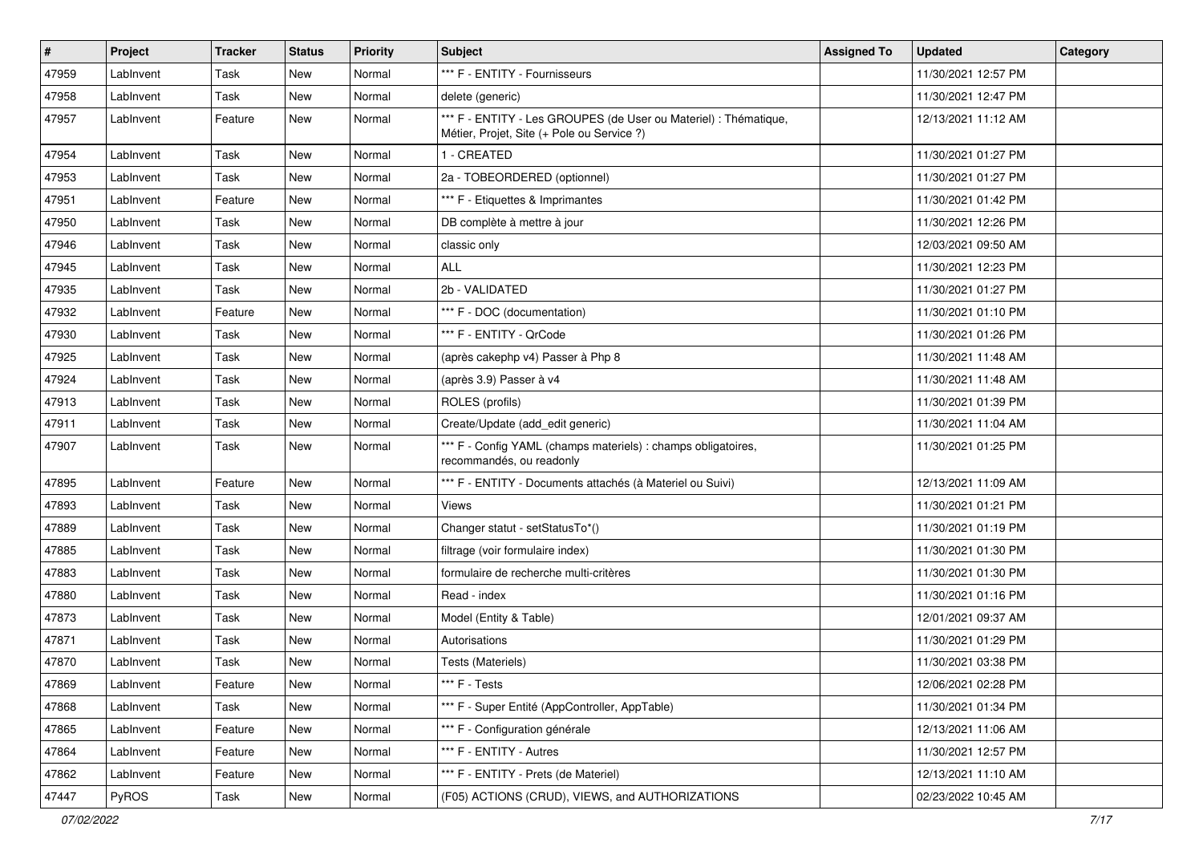| # | Project | Tracker | Status | Priority | Subject | Assigned To | Updated | Category |
|---|---|---|---|---|---|---|---|---|
| 47959 | LabInvent | Task | New | Normal | *** F - ENTITY - Fournisseurs | | 11/30/2021 12:57 PM | |
| 47958 | LabInvent | Task | New | Normal | delete (generic) | | 11/30/2021 12:47 PM | |
| 47957 | LabInvent | Feature | New | Normal | *** F - ENTITY - Les GROUPES (de User ou Materiel) : Thématique, Métier, Projet, Site (+ Pole ou Service ?) | | 12/13/2021 11:12 AM | |
| 47954 | LabInvent | Task | New | Normal | 1 - CREATED | | 11/30/2021 01:27 PM | |
| 47953 | LabInvent | Task | New | Normal | 2a - TOBEORDERED (optionnel) | | 11/30/2021 01:27 PM | |
| 47951 | LabInvent | Feature | New | Normal | *** F - Etiquettes & Imprimantes | | 11/30/2021 01:42 PM | |
| 47950 | LabInvent | Task | New | Normal | DB complète à mettre à jour | | 11/30/2021 12:26 PM | |
| 47946 | LabInvent | Task | New | Normal | classic only | | 12/03/2021 09:50 AM | |
| 47945 | LabInvent | Task | New | Normal | ALL | | 11/30/2021 12:23 PM | |
| 47935 | LabInvent | Task | New | Normal | 2b - VALIDATED | | 11/30/2021 01:27 PM | |
| 47932 | LabInvent | Feature | New | Normal | *** F - DOC (documentation) | | 11/30/2021 01:10 PM | |
| 47930 | LabInvent | Task | New | Normal | *** F - ENTITY - QrCode | | 11/30/2021 01:26 PM | |
| 47925 | LabInvent | Task | New | Normal | (après cakephp v4) Passer à Php 8 | | 11/30/2021 11:48 AM | |
| 47924 | LabInvent | Task | New | Normal | (après 3.9) Passer à v4 | | 11/30/2021 11:48 AM | |
| 47913 | LabInvent | Task | New | Normal | ROLES (profils) | | 11/30/2021 01:39 PM | |
| 47911 | LabInvent | Task | New | Normal | Create/Update (add_edit generic) | | 11/30/2021 11:04 AM | |
| 47907 | LabInvent | Task | New | Normal | *** F - Config YAML (champs materiels) : champs obligatoires, recommandés, ou readonly | | 11/30/2021 01:25 PM | |
| 47895 | LabInvent | Feature | New | Normal | *** F - ENTITY - Documents attachés (à Materiel ou Suivi) | | 12/13/2021 11:09 AM | |
| 47893 | LabInvent | Task | New | Normal | Views | | 11/30/2021 01:21 PM | |
| 47889 | LabInvent | Task | New | Normal | Changer statut - setStatusTo*() | | 11/30/2021 01:19 PM | |
| 47885 | LabInvent | Task | New | Normal | filtrage (voir formulaire index) | | 11/30/2021 01:30 PM | |
| 47883 | LabInvent | Task | New | Normal | formulaire de recherche multi-critères | | 11/30/2021 01:30 PM | |
| 47880 | LabInvent | Task | New | Normal | Read - index | | 11/30/2021 01:16 PM | |
| 47873 | LabInvent | Task | New | Normal | Model (Entity & Table) | | 12/01/2021 09:37 AM | |
| 47871 | LabInvent | Task | New | Normal | Autorisations | | 11/30/2021 01:29 PM | |
| 47870 | LabInvent | Task | New | Normal | Tests (Materiels) | | 11/30/2021 03:38 PM | |
| 47869 | LabInvent | Feature | New | Normal | *** F - Tests | | 12/06/2021 02:28 PM | |
| 47868 | LabInvent | Task | New | Normal | *** F - Super Entité (AppController, AppTable) | | 11/30/2021 01:34 PM | |
| 47865 | LabInvent | Feature | New | Normal | *** F - Configuration générale | | 12/13/2021 11:06 AM | |
| 47864 | LabInvent | Feature | New | Normal | *** F - ENTITY - Autres | | 11/30/2021 12:57 PM | |
| 47862 | LabInvent | Feature | New | Normal | *** F - ENTITY - Prets (de Materiel) | | 12/13/2021 11:10 AM | |
| 47447 | PyROS | Task | New | Normal | (F05) ACTIONS (CRUD), VIEWS, and AUTHORIZATIONS | | 02/23/2022 10:45 AM | |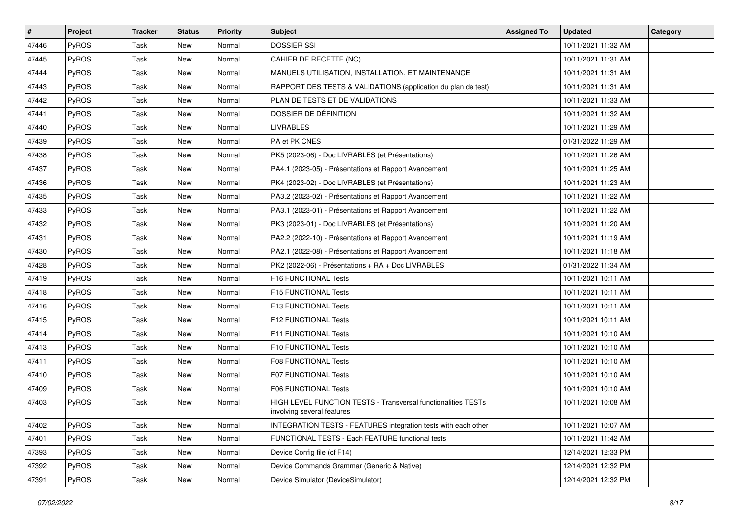| # | Project | Tracker | Status | Priority | Subject | Assigned To | Updated | Category |
|---|---|---|---|---|---|---|---|---|
| 47446 | PyROS | Task | New | Normal | DOSSIER SSI | | 10/11/2021 11:32 AM | |
| 47445 | PyROS | Task | New | Normal | CAHIER DE RECETTE (NC) | | 10/11/2021 11:31 AM | |
| 47444 | PyROS | Task | New | Normal | MANUELS UTILISATION, INSTALLATION, ET MAINTENANCE | | 10/11/2021 11:31 AM | |
| 47443 | PyROS | Task | New | Normal | RAPPORT DES TESTS & VALIDATIONS (application du plan de test) | | 10/11/2021 11:31 AM | |
| 47442 | PyROS | Task | New | Normal | PLAN DE TESTS ET DE VALIDATIONS | | 10/11/2021 11:33 AM | |
| 47441 | PyROS | Task | New | Normal | DOSSIER DE DÉFINITION | | 10/11/2021 11:32 AM | |
| 47440 | PyROS | Task | New | Normal | LIVRABLES | | 10/11/2021 11:29 AM | |
| 47439 | PyROS | Task | New | Normal | PA et PK CNES | | 01/31/2022 11:29 AM | |
| 47438 | PyROS | Task | New | Normal | PK5 (2023-06) - Doc LIVRABLES (et Présentations) | | 10/11/2021 11:26 AM | |
| 47437 | PyROS | Task | New | Normal | PA4.1 (2023-05) - Présentations et Rapport Avancement | | 10/11/2021 11:25 AM | |
| 47436 | PyROS | Task | New | Normal | PK4 (2023-02) - Doc LIVRABLES (et Présentations) | | 10/11/2021 11:23 AM | |
| 47435 | PyROS | Task | New | Normal | PA3.2 (2023-02) - Présentations et Rapport Avancement | | 10/11/2021 11:22 AM | |
| 47433 | PyROS | Task | New | Normal | PA3.1 (2023-01) - Présentations et Rapport Avancement | | 10/11/2021 11:22 AM | |
| 47432 | PyROS | Task | New | Normal | PK3 (2023-01) - Doc LIVRABLES (et Présentations) | | 10/11/2021 11:20 AM | |
| 47431 | PyROS | Task | New | Normal | PA2.2 (2022-10) - Présentations et Rapport Avancement | | 10/11/2021 11:19 AM | |
| 47430 | PyROS | Task | New | Normal | PA2.1 (2022-08) - Présentations et Rapport Avancement | | 10/11/2021 11:18 AM | |
| 47428 | PyROS | Task | New | Normal | PK2 (2022-06) - Présentations + RA + Doc LIVRABLES | | 01/31/2022 11:34 AM | |
| 47419 | PyROS | Task | New | Normal | F16 FUNCTIONAL Tests | | 10/11/2021 10:11 AM | |
| 47418 | PyROS | Task | New | Normal | F15 FUNCTIONAL Tests | | 10/11/2021 10:11 AM | |
| 47416 | PyROS | Task | New | Normal | F13 FUNCTIONAL Tests | | 10/11/2021 10:11 AM | |
| 47415 | PyROS | Task | New | Normal | F12 FUNCTIONAL Tests | | 10/11/2021 10:11 AM | |
| 47414 | PyROS | Task | New | Normal | F11 FUNCTIONAL Tests | | 10/11/2021 10:10 AM | |
| 47413 | PyROS | Task | New | Normal | F10 FUNCTIONAL Tests | | 10/11/2021 10:10 AM | |
| 47411 | PyROS | Task | New | Normal | F08 FUNCTIONAL Tests | | 10/11/2021 10:10 AM | |
| 47410 | PyROS | Task | New | Normal | F07 FUNCTIONAL Tests | | 10/11/2021 10:10 AM | |
| 47409 | PyROS | Task | New | Normal | F06 FUNCTIONAL Tests | | 10/11/2021 10:10 AM | |
| 47403 | PyROS | Task | New | Normal | HIGH LEVEL FUNCTION TESTS - Transversal functionalities TESTs involving several features | | 10/11/2021 10:08 AM | |
| 47402 | PyROS | Task | New | Normal | INTEGRATION TESTS - FEATURES integration tests with each other | | 10/11/2021 10:07 AM | |
| 47401 | PyROS | Task | New | Normal | FUNCTIONAL TESTS - Each FEATURE functional tests | | 10/11/2021 11:42 AM | |
| 47393 | PyROS | Task | New | Normal | Device Config file (cf F14) | | 12/14/2021 12:33 PM | |
| 47392 | PyROS | Task | New | Normal | Device Commands Grammar (Generic & Native) | | 12/14/2021 12:32 PM | |
| 47391 | PyROS | Task | New | Normal | Device Simulator (DeviceSimulator) | | 12/14/2021 12:32 PM | |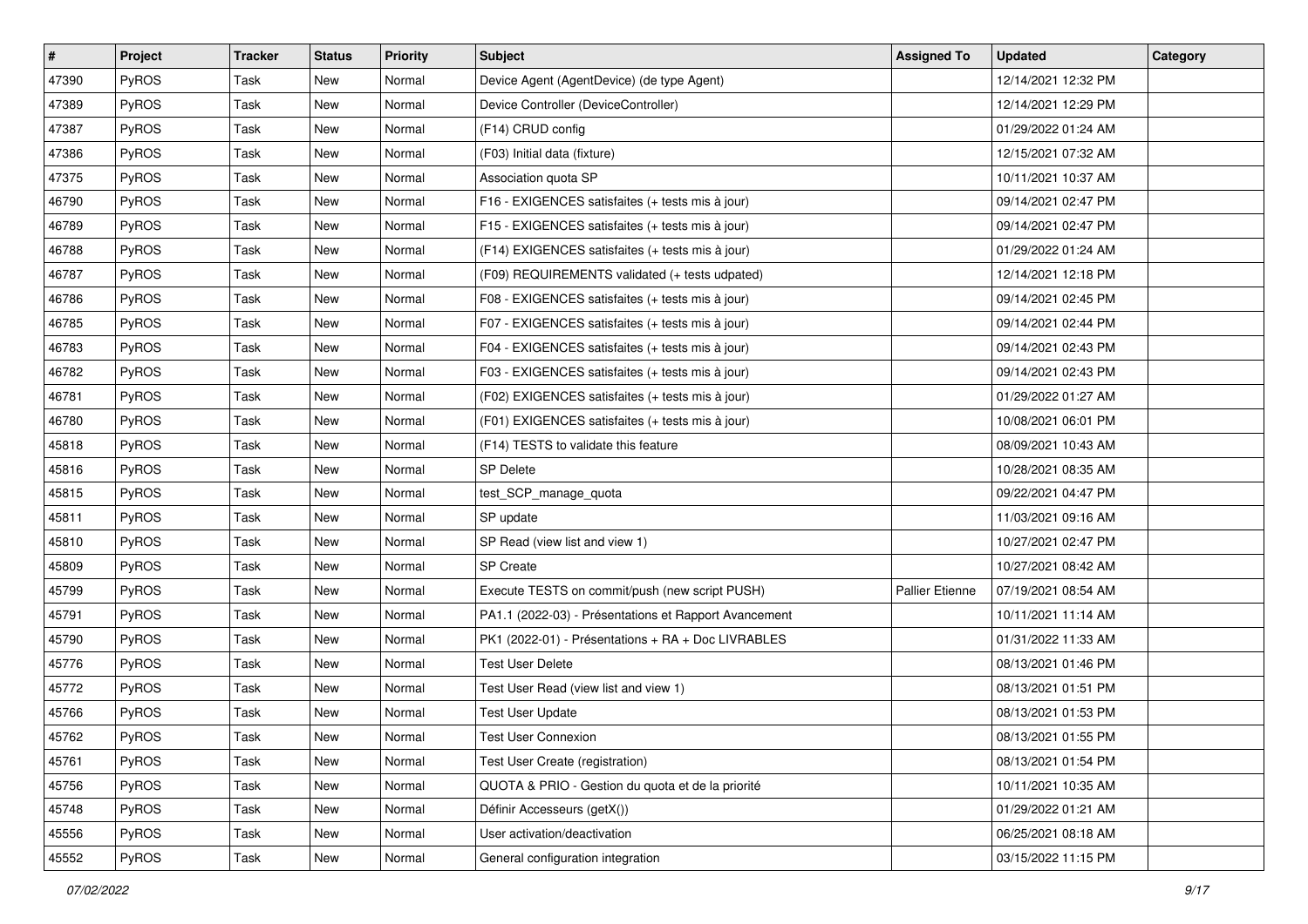| # | Project | Tracker | Status | Priority | Subject | Assigned To | Updated | Category |
|---|---|---|---|---|---|---|---|---|
| 47390 | PyROS | Task | New | Normal | Device Agent (AgentDevice) (de type Agent) | | 12/14/2021 12:32 PM | |
| 47389 | PyROS | Task | New | Normal | Device Controller (DeviceController) | | 12/14/2021 12:29 PM | |
| 47387 | PyROS | Task | New | Normal | (F14) CRUD config | | 01/29/2022 01:24 AM | |
| 47386 | PyROS | Task | New | Normal | (F03) Initial data (fixture) | | 12/15/2021 07:32 AM | |
| 47375 | PyROS | Task | New | Normal | Association quota SP | | 10/11/2021 10:37 AM | |
| 46790 | PyROS | Task | New | Normal | F16 - EXIGENCES satisfaites (+ tests mis à jour) | | 09/14/2021 02:47 PM | |
| 46789 | PyROS | Task | New | Normal | F15 - EXIGENCES satisfaites (+ tests mis à jour) | | 09/14/2021 02:47 PM | |
| 46788 | PyROS | Task | New | Normal | (F14) EXIGENCES satisfaites (+ tests mis à jour) | | 01/29/2022 01:24 AM | |
| 46787 | PyROS | Task | New | Normal | (F09) REQUIREMENTS validated (+ tests udpated) | | 12/14/2021 12:18 PM | |
| 46786 | PyROS | Task | New | Normal | F08 - EXIGENCES satisfaites (+ tests mis à jour) | | 09/14/2021 02:45 PM | |
| 46785 | PyROS | Task | New | Normal | F07 - EXIGENCES satisfaites (+ tests mis à jour) | | 09/14/2021 02:44 PM | |
| 46783 | PyROS | Task | New | Normal | F04 - EXIGENCES satisfaites (+ tests mis à jour) | | 09/14/2021 02:43 PM | |
| 46782 | PyROS | Task | New | Normal | F03 - EXIGENCES satisfaites (+ tests mis à jour) | | 09/14/2021 02:43 PM | |
| 46781 | PyROS | Task | New | Normal | (F02) EXIGENCES satisfaites (+ tests mis à jour) | | 01/29/2022 01:27 AM | |
| 46780 | PyROS | Task | New | Normal | (F01) EXIGENCES satisfaites (+ tests mis à jour) | | 10/08/2021 06:01 PM | |
| 45818 | PyROS | Task | New | Normal | (F14) TESTS to validate this feature | | 08/09/2021 10:43 AM | |
| 45816 | PyROS | Task | New | Normal | SP Delete | | 10/28/2021 08:35 AM | |
| 45815 | PyROS | Task | New | Normal | test_SCP_manage_quota | | 09/22/2021 04:47 PM | |
| 45811 | PyROS | Task | New | Normal | SP update | | 11/03/2021 09:16 AM | |
| 45810 | PyROS | Task | New | Normal | SP Read (view list and view 1) | | 10/27/2021 02:47 PM | |
| 45809 | PyROS | Task | New | Normal | SP Create | | 10/27/2021 08:42 AM | |
| 45799 | PyROS | Task | New | Normal | Execute TESTS on commit/push (new script PUSH) | Pallier Etienne | 07/19/2021 08:54 AM | |
| 45791 | PyROS | Task | New | Normal | PA1.1 (2022-03) - Présentations et Rapport Avancement | | 10/11/2021 11:14 AM | |
| 45790 | PyROS | Task | New | Normal | PK1 (2022-01) - Présentations + RA + Doc LIVRABLES | | 01/31/2022 11:33 AM | |
| 45776 | PyROS | Task | New | Normal | Test User Delete | | 08/13/2021 01:46 PM | |
| 45772 | PyROS | Task | New | Normal | Test User Read (view list and view 1) | | 08/13/2021 01:51 PM | |
| 45766 | PyROS | Task | New | Normal | Test User Update | | 08/13/2021 01:53 PM | |
| 45762 | PyROS | Task | New | Normal | Test User Connexion | | 08/13/2021 01:55 PM | |
| 45761 | PyROS | Task | New | Normal | Test User Create (registration) | | 08/13/2021 01:54 PM | |
| 45756 | PyROS | Task | New | Normal | QUOTA & PRIO - Gestion du quota et de la priorité | | 10/11/2021 10:35 AM | |
| 45748 | PyROS | Task | New | Normal | Définir Accesseurs (getX()) | | 01/29/2022 01:21 AM | |
| 45556 | PyROS | Task | New | Normal | User activation/deactivation | | 06/25/2021 08:18 AM | |
| 45552 | PyROS | Task | New | Normal | General configuration integration | | 03/15/2022 11:15 PM | |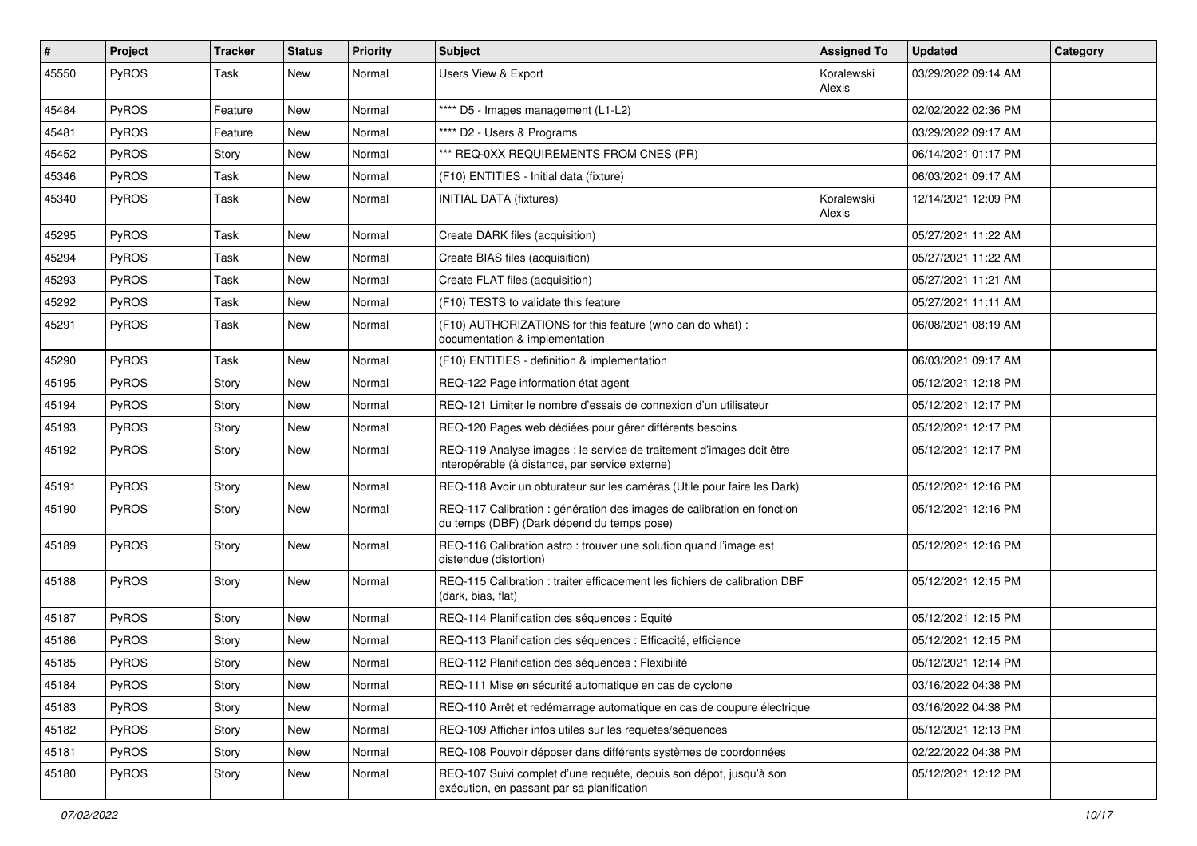| # | Project | Tracker | Status | Priority | Subject | Assigned To | Updated | Category |
|---|---|---|---|---|---|---|---|---|
| 45550 | PyROS | Task | New | Normal | Users View & Export | Koralewski Alexis | 03/29/2022 09:14 AM | |
| 45484 | PyROS | Feature | New | Normal | **** D5 - Images management (L1-L2) | | 02/02/2022 02:36 PM | |
| 45481 | PyROS | Feature | New | Normal | **** D2 - Users & Programs | | 03/29/2022 09:17 AM | |
| 45452 | PyROS | Story | New | Normal | *** REQ-0XX REQUIREMENTS FROM CNES (PR) | | 06/14/2021 01:17 PM | |
| 45346 | PyROS | Task | New | Normal | (F10) ENTITIES - Initial data (fixture) | | 06/03/2021 09:17 AM | |
| 45340 | PyROS | Task | New | Normal | INITIAL DATA (fixtures) | Koralewski Alexis | 12/14/2021 12:09 PM | |
| 45295 | PyROS | Task | New | Normal | Create DARK files (acquisition) | | 05/27/2021 11:22 AM | |
| 45294 | PyROS | Task | New | Normal | Create BIAS files (acquisition) | | 05/27/2021 11:22 AM | |
| 45293 | PyROS | Task | New | Normal | Create FLAT files (acquisition) | | 05/27/2021 11:21 AM | |
| 45292 | PyROS | Task | New | Normal | (F10) TESTS to validate this feature | | 05/27/2021 11:11 AM | |
| 45291 | PyROS | Task | New | Normal | (F10) AUTHORIZATIONS for this feature (who can do what) : documentation & implementation | | 06/08/2021 08:19 AM | |
| 45290 | PyROS | Task | New | Normal | (F10) ENTITIES - definition & implementation | | 06/03/2021 09:17 AM | |
| 45195 | PyROS | Story | New | Normal | REQ-122 Page information état agent | | 05/12/2021 12:18 PM | |
| 45194 | PyROS | Story | New | Normal | REQ-121 Limiter le nombre d'essais de connexion d'un utilisateur | | 05/12/2021 12:17 PM | |
| 45193 | PyROS | Story | New | Normal | REQ-120 Pages web dédiées pour gérer différents besoins | | 05/12/2021 12:17 PM | |
| 45192 | PyROS | Story | New | Normal | REQ-119 Analyse images : le service de traitement d'images doit être interopérable (à distance, par service externe) | | 05/12/2021 12:17 PM | |
| 45191 | PyROS | Story | New | Normal | REQ-118 Avoir un obturateur sur les caméras (Utile pour faire les Dark) | | 05/12/2021 12:16 PM | |
| 45190 | PyROS | Story | New | Normal | REQ-117 Calibration : génération des images de calibration en fonction du temps (DBF) (Dark dépend du temps pose) | | 05/12/2021 12:16 PM | |
| 45189 | PyROS | Story | New | Normal | REQ-116 Calibration astro : trouver une solution quand l'image est distendue (distortion) | | 05/12/2021 12:16 PM | |
| 45188 | PyROS | Story | New | Normal | REQ-115 Calibration : traiter efficacement les fichiers de calibration DBF (dark, bias, flat) | | 05/12/2021 12:15 PM | |
| 45187 | PyROS | Story | New | Normal | REQ-114 Planification des séquences : Equité | | 05/12/2021 12:15 PM | |
| 45186 | PyROS | Story | New | Normal | REQ-113 Planification des séquences : Efficacité, efficience | | 05/12/2021 12:15 PM | |
| 45185 | PyROS | Story | New | Normal | REQ-112 Planification des séquences : Flexibilité | | 05/12/2021 12:14 PM | |
| 45184 | PyROS | Story | New | Normal | REQ-111 Mise en sécurité automatique en cas de cyclone | | 03/16/2022 04:38 PM | |
| 45183 | PyROS | Story | New | Normal | REQ-110 Arrêt et redémarrage automatique en cas de coupure électrique | | 03/16/2022 04:38 PM | |
| 45182 | PyROS | Story | New | Normal | REQ-109 Afficher infos utiles sur les requetes/séquences | | 05/12/2021 12:13 PM | |
| 45181 | PyROS | Story | New | Normal | REQ-108 Pouvoir déposer dans différents systèmes de coordonnées | | 02/22/2022 04:38 PM | |
| 45180 | PyROS | Story | New | Normal | REQ-107 Suivi complet d'une requête, depuis son dépot, jusqu'à son exécution, en passant par sa planification | | 05/12/2021 12:12 PM | |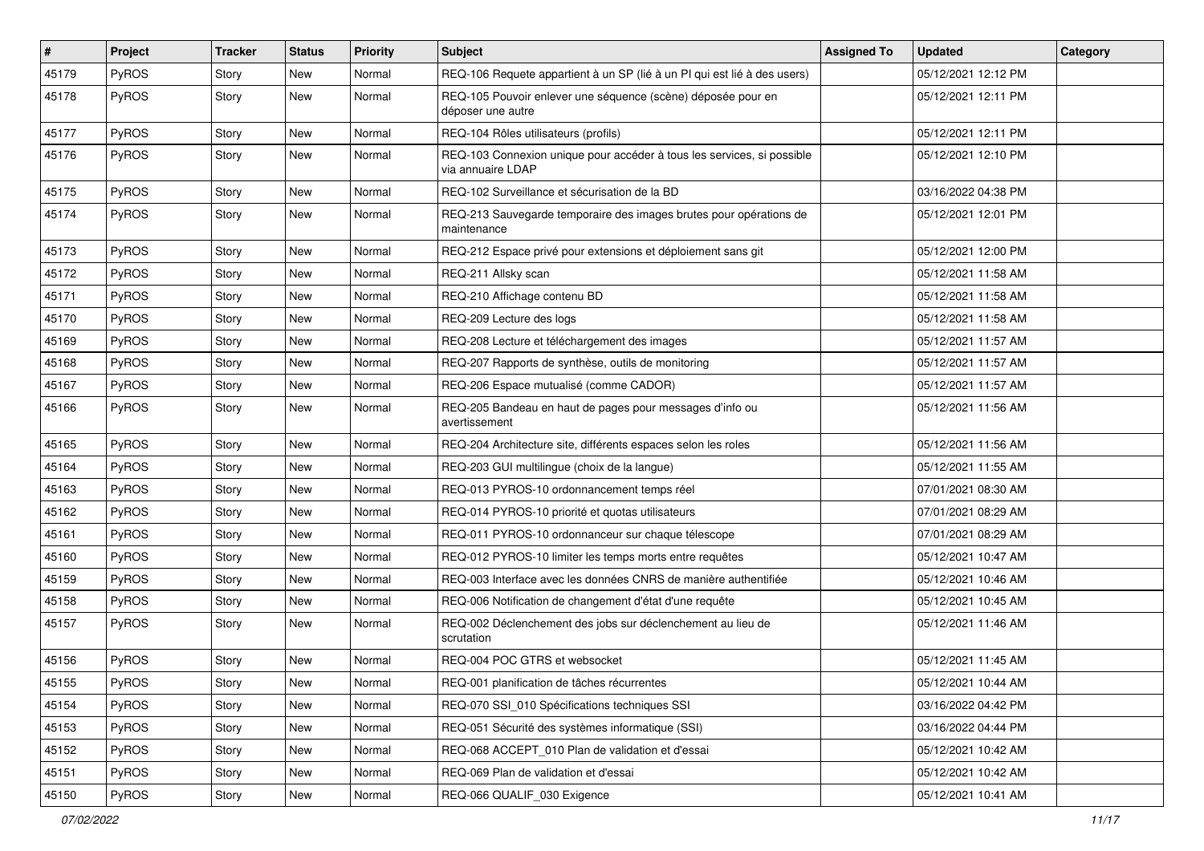| # | Project | Tracker | Status | Priority | Subject | Assigned To | Updated | Category |
|---|---|---|---|---|---|---|---|---|
| 45179 | PyROS | Story | New | Normal | REQ-106 Requete appartient à un SP (lié à un PI qui est lié à des users) | | 05/12/2021 12:12 PM | |
| 45178 | PyROS | Story | New | Normal | REQ-105 Pouvoir enlever une séquence (scène) déposée pour en déposer une autre | | 05/12/2021 12:11 PM | |
| 45177 | PyROS | Story | New | Normal | REQ-104 Rôles utilisateurs (profils) | | 05/12/2021 12:11 PM | |
| 45176 | PyROS | Story | New | Normal | REQ-103 Connexion unique pour accéder à tous les services, si possible via annuaire LDAP | | 05/12/2021 12:10 PM | |
| 45175 | PyROS | Story | New | Normal | REQ-102 Surveillance et sécurisation de la BD | | 03/16/2022 04:38 PM | |
| 45174 | PyROS | Story | New | Normal | REQ-213 Sauvegarde temporaire des images brutes pour opérations de maintenance | | 05/12/2021 12:01 PM | |
| 45173 | PyROS | Story | New | Normal | REQ-212 Espace privé pour extensions et déploiement sans git | | 05/12/2021 12:00 PM | |
| 45172 | PyROS | Story | New | Normal | REQ-211 Allsky scan | | 05/12/2021 11:58 AM | |
| 45171 | PyROS | Story | New | Normal | REQ-210 Affichage contenu BD | | 05/12/2021 11:58 AM | |
| 45170 | PyROS | Story | New | Normal | REQ-209 Lecture des logs | | 05/12/2021 11:58 AM | |
| 45169 | PyROS | Story | New | Normal | REQ-208 Lecture et téléchargement des images | | 05/12/2021 11:57 AM | |
| 45168 | PyROS | Story | New | Normal | REQ-207 Rapports de synthèse, outils de monitoring | | 05/12/2021 11:57 AM | |
| 45167 | PyROS | Story | New | Normal | REQ-206 Espace mutualisé (comme CADOR) | | 05/12/2021 11:57 AM | |
| 45166 | PyROS | Story | New | Normal | REQ-205 Bandeau en haut de pages pour messages d'info ou avertissement | | 05/12/2021 11:56 AM | |
| 45165 | PyROS | Story | New | Normal | REQ-204 Architecture site, différents espaces selon les roles | | 05/12/2021 11:56 AM | |
| 45164 | PyROS | Story | New | Normal | REQ-203 GUI multilingue (choix de la langue) | | 05/12/2021 11:55 AM | |
| 45163 | PyROS | Story | New | Normal | REQ-013 PYROS-10 ordonnancement temps réel | | 07/01/2021 08:30 AM | |
| 45162 | PyROS | Story | New | Normal | REQ-014 PYROS-10 priorité et quotas utilisateurs | | 07/01/2021 08:29 AM | |
| 45161 | PyROS | Story | New | Normal | REQ-011 PYROS-10 ordonnanceur sur chaque télescope | | 07/01/2021 08:29 AM | |
| 45160 | PyROS | Story | New | Normal | REQ-012 PYROS-10 limiter les temps morts entre requêtes | | 05/12/2021 10:47 AM | |
| 45159 | PyROS | Story | New | Normal | REQ-003 Interface avec les données CNRS de manière authentifiée | | 05/12/2021 10:46 AM | |
| 45158 | PyROS | Story | New | Normal | REQ-006 Notification de changement d'état d'une requête | | 05/12/2021 10:45 AM | |
| 45157 | PyROS | Story | New | Normal | REQ-002 Déclenchement des jobs sur déclenchement au lieu de scrutation | | 05/12/2021 11:46 AM | |
| 45156 | PyROS | Story | New | Normal | REQ-004 POC GTRS et websocket | | 05/12/2021 11:45 AM | |
| 45155 | PyROS | Story | New | Normal | REQ-001 planification de tâches récurrentes | | 05/12/2021 10:44 AM | |
| 45154 | PyROS | Story | New | Normal | REQ-070 SSI_010 Spécifications techniques SSI | | 03/16/2022 04:42 PM | |
| 45153 | PyROS | Story | New | Normal | REQ-051 Sécurité des systèmes informatique (SSI) | | 03/16/2022 04:44 PM | |
| 45152 | PyROS | Story | New | Normal | REQ-068 ACCEPT_010 Plan de validation et d'essai | | 05/12/2021 10:42 AM | |
| 45151 | PyROS | Story | New | Normal | REQ-069 Plan de validation et d'essai | | 05/12/2021 10:42 AM | |
| 45150 | PyROS | Story | New | Normal | REQ-066 QUALIF_030 Exigence | | 05/12/2021 10:41 AM | |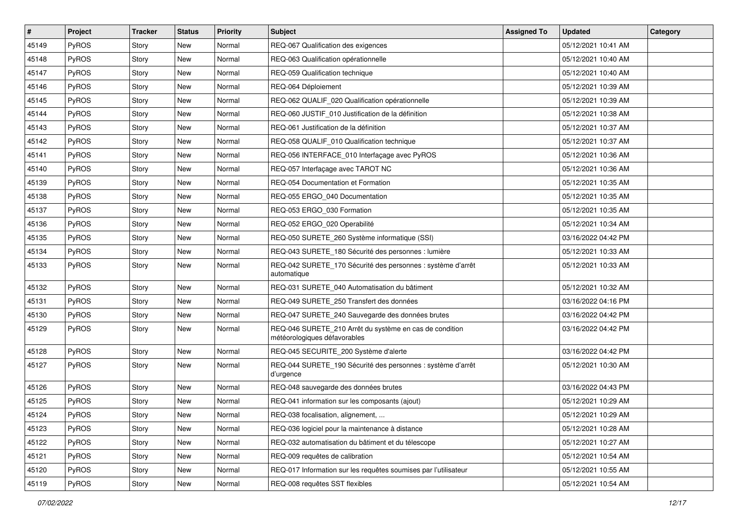| # | Project | Tracker | Status | Priority | Subject | Assigned To | Updated | Category |
|---|---|---|---|---|---|---|---|---|
| 45149 | PyROS | Story | New | Normal | REQ-067 Qualification des exigences | | 05/12/2021 10:41 AM | |
| 45148 | PyROS | Story | New | Normal | REQ-063 Qualification opérationnelle | | 05/12/2021 10:40 AM | |
| 45147 | PyROS | Story | New | Normal | REQ-059 Qualification technique | | 05/12/2021 10:40 AM | |
| 45146 | PyROS | Story | New | Normal | REQ-064 Déploiement | | 05/12/2021 10:39 AM | |
| 45145 | PyROS | Story | New | Normal | REQ-062 QUALIF_020 Qualification opérationnelle | | 05/12/2021 10:39 AM | |
| 45144 | PyROS | Story | New | Normal | REQ-060 JUSTIF_010 Justification de la définition | | 05/12/2021 10:38 AM | |
| 45143 | PyROS | Story | New | Normal | REQ-061 Justification de la définition | | 05/12/2021 10:37 AM | |
| 45142 | PyROS | Story | New | Normal | REQ-058 QUALIF_010 Qualification technique | | 05/12/2021 10:37 AM | |
| 45141 | PyROS | Story | New | Normal | REQ-056 INTERFACE_010 Interfaçage avec PyROS | | 05/12/2021 10:36 AM | |
| 45140 | PyROS | Story | New | Normal | REQ-057 Interfaçage avec TAROT NC | | 05/12/2021 10:36 AM | |
| 45139 | PyROS | Story | New | Normal | REQ-054 Documentation et Formation | | 05/12/2021 10:35 AM | |
| 45138 | PyROS | Story | New | Normal | REQ-055 ERGO_040 Documentation | | 05/12/2021 10:35 AM | |
| 45137 | PyROS | Story | New | Normal | REQ-053 ERGO_030 Formation | | 05/12/2021 10:35 AM | |
| 45136 | PyROS | Story | New | Normal | REQ-052 ERGO_020 Operabilité | | 05/12/2021 10:34 AM | |
| 45135 | PyROS | Story | New | Normal | REQ-050 SURETE_260 Système informatique (SSI) | | 03/16/2022 04:42 PM | |
| 45134 | PyROS | Story | New | Normal | REQ-043 SURETE_180 Sécurité des personnes : lumière | | 05/12/2021 10:33 AM | |
| 45133 | PyROS | Story | New | Normal | REQ-042 SURETE_170 Sécurité des personnes : système d'arrêt automatique | | 05/12/2021 10:33 AM | |
| 45132 | PyROS | Story | New | Normal | REQ-031 SURETE_040 Automatisation du bâtiment | | 05/12/2021 10:32 AM | |
| 45131 | PyROS | Story | New | Normal | REQ-049 SURETE_250 Transfert des données | | 03/16/2022 04:16 PM | |
| 45130 | PyROS | Story | New | Normal | REQ-047 SURETE_240 Sauvegarde des données brutes | | 03/16/2022 04:42 PM | |
| 45129 | PyROS | Story | New | Normal | REQ-046 SURETE_210 Arrêt du système en cas de condition météorologiques défavorables | | 03/16/2022 04:42 PM | |
| 45128 | PyROS | Story | New | Normal | REQ-045 SECURITE_200 Système d'alerte | | 03/16/2022 04:42 PM | |
| 45127 | PyROS | Story | New | Normal | REQ-044 SURETE_190 Sécurité des personnes : système d'arrêt d'urgence | | 05/12/2021 10:30 AM | |
| 45126 | PyROS | Story | New | Normal | REQ-048 sauvegarde des données brutes | | 03/16/2022 04:43 PM | |
| 45125 | PyROS | Story | New | Normal | REQ-041 information sur les composants (ajout) | | 05/12/2021 10:29 AM | |
| 45124 | PyROS | Story | New | Normal | REQ-038 focalisation, alignement, ... | | 05/12/2021 10:29 AM | |
| 45123 | PyROS | Story | New | Normal | REQ-036 logiciel pour la maintenance à distance | | 05/12/2021 10:28 AM | |
| 45122 | PyROS | Story | New | Normal | REQ-032 automatisation du bâtiment et du télescope | | 05/12/2021 10:27 AM | |
| 45121 | PyROS | Story | New | Normal | REQ-009 requêtes de calibration | | 05/12/2021 10:54 AM | |
| 45120 | PyROS | Story | New | Normal | REQ-017 Information sur les requêtes soumises par l'utilisateur | | 05/12/2021 10:55 AM | |
| 45119 | PyROS | Story | New | Normal | REQ-008 requêtes SST flexibles | | 05/12/2021 10:54 AM | |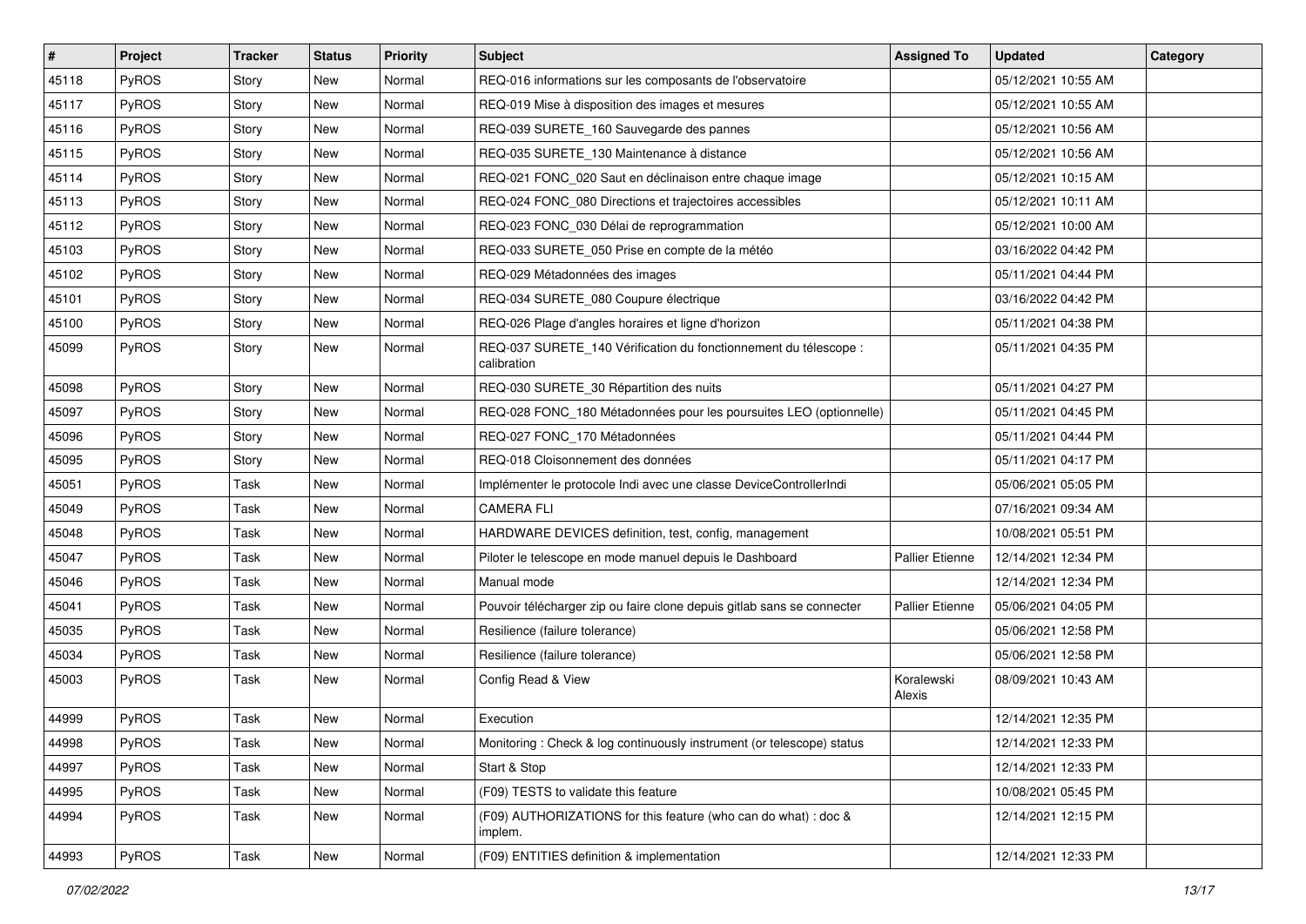| # | Project | Tracker | Status | Priority | Subject | Assigned To | Updated | Category |
|---|---|---|---|---|---|---|---|---|
| 45118 | PyROS | Story | New | Normal | REQ-016 informations sur les composants de l'observatoire | | 05/12/2021 10:55 AM | |
| 45117 | PyROS | Story | New | Normal | REQ-019 Mise à disposition des images et mesures | | 05/12/2021 10:55 AM | |
| 45116 | PyROS | Story | New | Normal | REQ-039 SURETE_160 Sauvegarde des pannes | | 05/12/2021 10:56 AM | |
| 45115 | PyROS | Story | New | Normal | REQ-035 SURETE_130 Maintenance à distance | | 05/12/2021 10:56 AM | |
| 45114 | PyROS | Story | New | Normal | REQ-021 FONC_020 Saut en déclinaison entre chaque image | | 05/12/2021 10:15 AM | |
| 45113 | PyROS | Story | New | Normal | REQ-024 FONC_080 Directions et trajectoires accessibles | | 05/12/2021 10:11 AM | |
| 45112 | PyROS | Story | New | Normal | REQ-023 FONC_030 Délai de reprogrammation | | 05/12/2021 10:00 AM | |
| 45103 | PyROS | Story | New | Normal | REQ-033 SURETE_050 Prise en compte de la météo | | 03/16/2022 04:42 PM | |
| 45102 | PyROS | Story | New | Normal | REQ-029 Métadonnées des images | | 05/11/2021 04:44 PM | |
| 45101 | PyROS | Story | New | Normal | REQ-034 SURETE_080 Coupure électrique | | 03/16/2022 04:42 PM | |
| 45100 | PyROS | Story | New | Normal | REQ-026 Plage d'angles horaires et ligne d'horizon | | 05/11/2021 04:38 PM | |
| 45099 | PyROS | Story | New | Normal | REQ-037 SURETE_140 Vérification du fonctionnement du télescope : calibration | | 05/11/2021 04:35 PM | |
| 45098 | PyROS | Story | New | Normal | REQ-030 SURETE_30 Répartition des nuits | | 05/11/2021 04:27 PM | |
| 45097 | PyROS | Story | New | Normal | REQ-028 FONC_180 Métadonnées pour les poursuites LEO (optionnelle) | | 05/11/2021 04:45 PM | |
| 45096 | PyROS | Story | New | Normal | REQ-027 FONC_170 Métadonnées | | 05/11/2021 04:44 PM | |
| 45095 | PyROS | Story | New | Normal | REQ-018 Cloisonnement des données | | 05/11/2021 04:17 PM | |
| 45051 | PyROS | Task | New | Normal | Implémenter le protocole Indi avec une classe DeviceControllerIndi | | 05/06/2021 05:05 PM | |
| 45049 | PyROS | Task | New | Normal | CAMERA FLI | | 07/16/2021 09:34 AM | |
| 45048 | PyROS | Task | New | Normal | HARDWARE DEVICES definition, test, config, management | | 10/08/2021 05:51 PM | |
| 45047 | PyROS | Task | New | Normal | Piloter le telescope en mode manuel depuis le Dashboard | Pallier Etienne | 12/14/2021 12:34 PM | |
| 45046 | PyROS | Task | New | Normal | Manual mode | | 12/14/2021 12:34 PM | |
| 45041 | PyROS | Task | New | Normal | Pouvoir télécharger zip ou faire clone depuis gitlab sans se connecter | Pallier Etienne | 05/06/2021 04:05 PM | |
| 45035 | PyROS | Task | New | Normal | Resilience (failure tolerance) | | 05/06/2021 12:58 PM | |
| 45034 | PyROS | Task | New | Normal | Resilience (failure tolerance) | | 05/06/2021 12:58 PM | |
| 45003 | PyROS | Task | New | Normal | Config Read & View | Koralewski Alexis | 08/09/2021 10:43 AM | |
| 44999 | PyROS | Task | New | Normal | Execution | | 12/14/2021 12:35 PM | |
| 44998 | PyROS | Task | New | Normal | Monitoring : Check & log continuously instrument (or telescope) status | | 12/14/2021 12:33 PM | |
| 44997 | PyROS | Task | New | Normal | Start & Stop | | 12/14/2021 12:33 PM | |
| 44995 | PyROS | Task | New | Normal | (F09) TESTS to validate this feature | | 10/08/2021 05:45 PM | |
| 44994 | PyROS | Task | New | Normal | (F09) AUTHORIZATIONS for this feature (who can do what) : doc & implem. | | 12/14/2021 12:15 PM | |
| 44993 | PyROS | Task | New | Normal | (F09) ENTITIES definition & implementation | | 12/14/2021 12:33 PM | |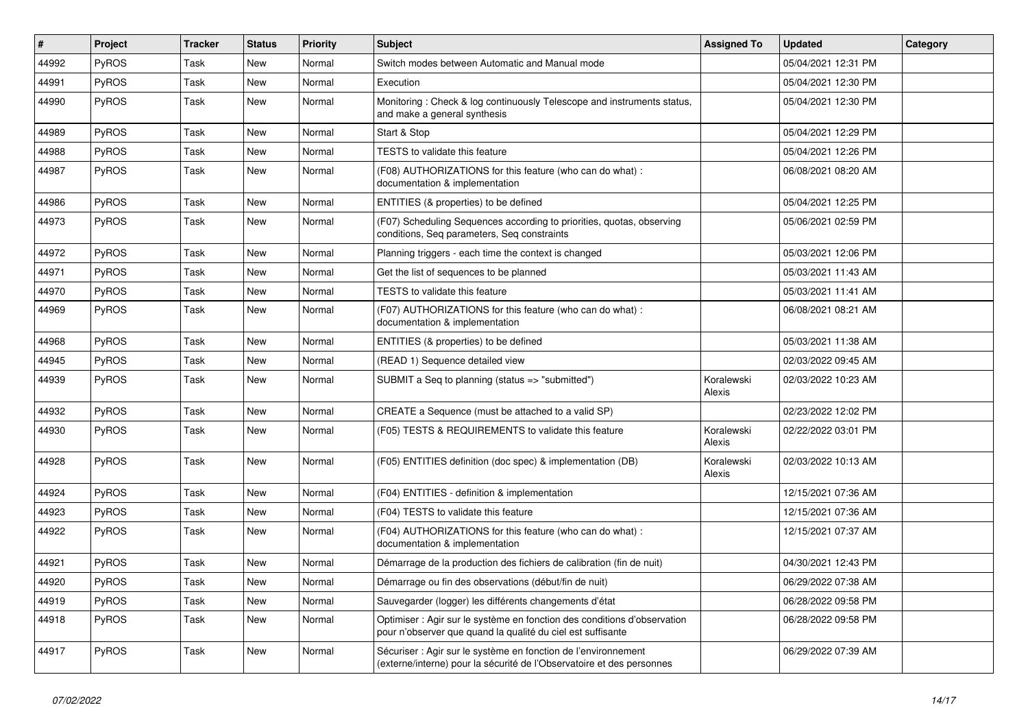| # | Project | Tracker | Status | Priority | Subject | Assigned To | Updated | Category |
|---|---|---|---|---|---|---|---|---|
| 44992 | PyROS | Task | New | Normal | Switch modes between Automatic and Manual mode | | 05/04/2021 12:31 PM | |
| 44991 | PyROS | Task | New | Normal | Execution | | 05/04/2021 12:30 PM | |
| 44990 | PyROS | Task | New | Normal | Monitoring : Check & log continuously Telescope and instruments status, and make a general synthesis | | 05/04/2021 12:30 PM | |
| 44989 | PyROS | Task | New | Normal | Start & Stop | | 05/04/2021 12:29 PM | |
| 44988 | PyROS | Task | New | Normal | TESTS to validate this feature | | 05/04/2021 12:26 PM | |
| 44987 | PyROS | Task | New | Normal | (F08) AUTHORIZATIONS for this feature (who can do what) : documentation & implementation | | 06/08/2021 08:20 AM | |
| 44986 | PyROS | Task | New | Normal | ENTITIES (& properties) to be defined | | 05/04/2021 12:25 PM | |
| 44973 | PyROS | Task | New | Normal | (F07) Scheduling Sequences according to priorities, quotas, observing conditions, Seq parameters, Seq constraints | | 05/06/2021 02:59 PM | |
| 44972 | PyROS | Task | New | Normal | Planning triggers - each time the context is changed | | 05/03/2021 12:06 PM | |
| 44971 | PyROS | Task | New | Normal | Get the list of sequences to be planned | | 05/03/2021 11:43 AM | |
| 44970 | PyROS | Task | New | Normal | TESTS to validate this feature | | 05/03/2021 11:41 AM | |
| 44969 | PyROS | Task | New | Normal | (F07) AUTHORIZATIONS for this feature (who can do what) : documentation & implementation | | 06/08/2021 08:21 AM | |
| 44968 | PyROS | Task | New | Normal | ENTITIES (& properties) to be defined | | 05/03/2021 11:38 AM | |
| 44945 | PyROS | Task | New | Normal | (READ 1) Sequence detailed view | | 02/03/2022 09:45 AM | |
| 44939 | PyROS | Task | New | Normal | SUBMIT a Seq to planning (status => "submitted") | Koralewski Alexis | 02/03/2022 10:23 AM | |
| 44932 | PyROS | Task | New | Normal | CREATE a Sequence (must be attached to a valid SP) | | 02/23/2022 12:02 PM | |
| 44930 | PyROS | Task | New | Normal | (F05) TESTS & REQUIREMENTS to validate this feature | Koralewski Alexis | 02/22/2022 03:01 PM | |
| 44928 | PyROS | Task | New | Normal | (F05) ENTITIES definition (doc spec) & implementation (DB) | Koralewski Alexis | 02/03/2022 10:13 AM | |
| 44924 | PyROS | Task | New | Normal | (F04) ENTITIES - definition & implementation | | 12/15/2021 07:36 AM | |
| 44923 | PyROS | Task | New | Normal | (F04) TESTS to validate this feature | | 12/15/2021 07:36 AM | |
| 44922 | PyROS | Task | New | Normal | (F04) AUTHORIZATIONS for this feature (who can do what) : documentation & implementation | | 12/15/2021 07:37 AM | |
| 44921 | PyROS | Task | New | Normal | Démarrage de la production des fichiers de calibration (fin de nuit) | | 04/30/2021 12:43 PM | |
| 44920 | PyROS | Task | New | Normal | Démarrage ou fin des observations (début/fin de nuit) | | 06/29/2022 07:38 AM | |
| 44919 | PyROS | Task | New | Normal | Sauvegarder (logger) les différents changements d'état | | 06/28/2022 09:58 PM | |
| 44918 | PyROS | Task | New | Normal | Optimiser : Agir sur le système en fonction des conditions d'observation pour n'observer que quand la qualité du ciel est suffisante | | 06/28/2022 09:58 PM | |
| 44917 | PyROS | Task | New | Normal | Sécuriser : Agir sur le système en fonction de l'environnement (externe/interne) pour la sécurité de l'Observatoire et des personnes | | 06/29/2022 07:39 AM | |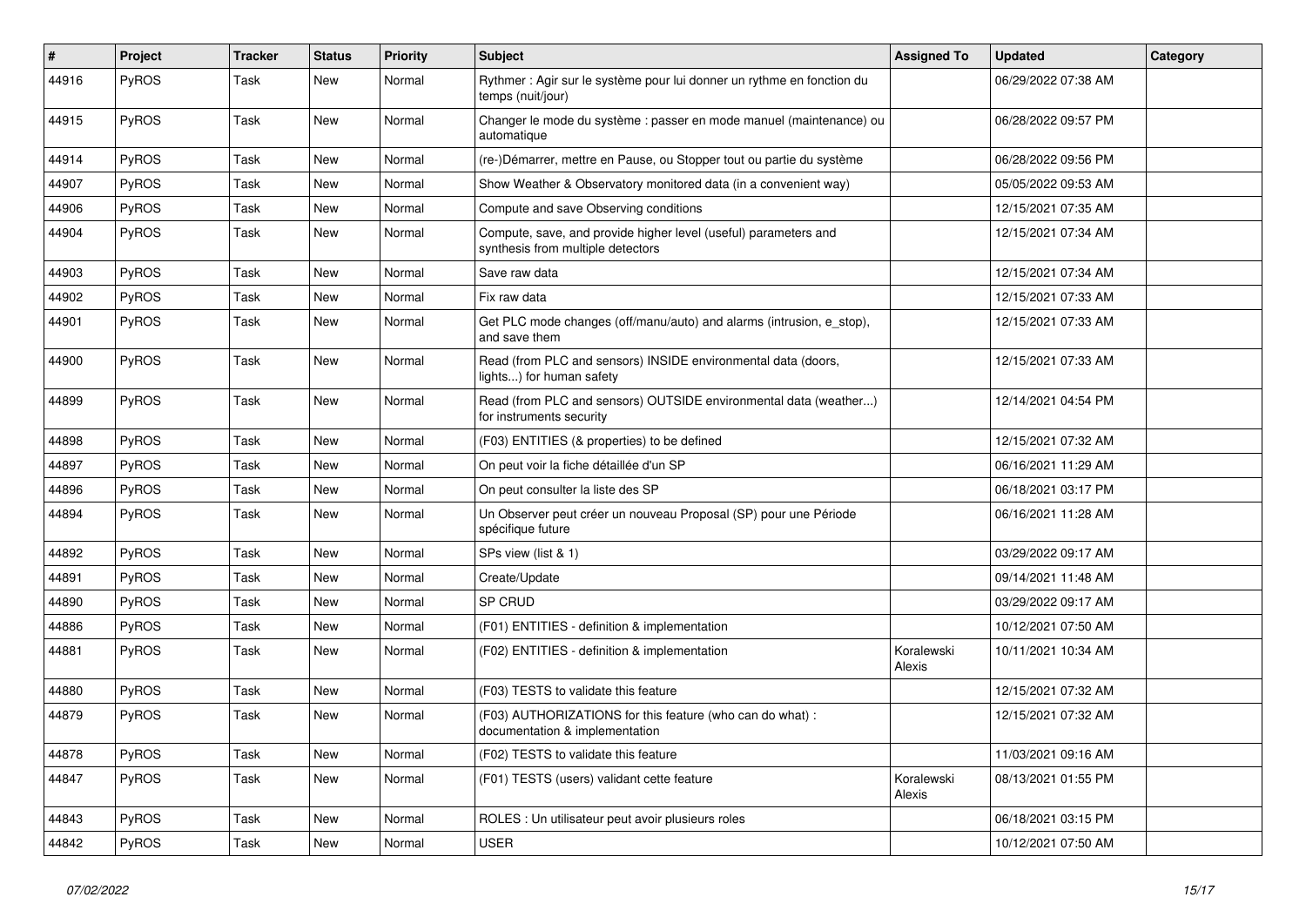| # | Project | Tracker | Status | Priority | Subject | Assigned To | Updated | Category |
|---|---|---|---|---|---|---|---|---|
| 44916 | PyROS | Task | New | Normal | Rythmer : Agir sur le système pour lui donner un rythme en fonction du temps (nuit/jour) | | 06/29/2022 07:38 AM | |
| 44915 | PyROS | Task | New | Normal | Changer le mode du système : passer en mode manuel (maintenance) ou automatique | | 06/28/2022 09:57 PM | |
| 44914 | PyROS | Task | New | Normal | (re-)Démarrer, mettre en Pause, ou Stopper tout ou partie du système | | 06/28/2022 09:56 PM | |
| 44907 | PyROS | Task | New | Normal | Show Weather & Observatory monitored data (in a convenient way) | | 05/05/2022 09:53 AM | |
| 44906 | PyROS | Task | New | Normal | Compute and save Observing conditions | | 12/15/2021 07:35 AM | |
| 44904 | PyROS | Task | New | Normal | Compute, save, and provide higher level (useful) parameters and synthesis from multiple detectors | | 12/15/2021 07:34 AM | |
| 44903 | PyROS | Task | New | Normal | Save raw data | | 12/15/2021 07:34 AM | |
| 44902 | PyROS | Task | New | Normal | Fix raw data | | 12/15/2021 07:33 AM | |
| 44901 | PyROS | Task | New | Normal | Get PLC mode changes (off/manu/auto) and alarms (intrusion, e_stop), and save them | | 12/15/2021 07:33 AM | |
| 44900 | PyROS | Task | New | Normal | Read (from PLC and sensors) INSIDE environmental data (doors, lights...) for human safety | | 12/15/2021 07:33 AM | |
| 44899 | PyROS | Task | New | Normal | Read (from PLC and sensors) OUTSIDE environmental data (weather...) for instruments security | | 12/14/2021 04:54 PM | |
| 44898 | PyROS | Task | New | Normal | (F03) ENTITIES (& properties) to be defined | | 12/15/2021 07:32 AM | |
| 44897 | PyROS | Task | New | Normal | On peut voir la fiche détaillée d'un SP | | 06/16/2021 11:29 AM | |
| 44896 | PyROS | Task | New | Normal | On peut consulter la liste des SP | | 06/18/2021 03:17 PM | |
| 44894 | PyROS | Task | New | Normal | Un Observer peut créer un nouveau Proposal (SP) pour une Période spécifique future | | 06/16/2021 11:28 AM | |
| 44892 | PyROS | Task | New | Normal | SPs view (list & 1) | | 03/29/2022 09:17 AM | |
| 44891 | PyROS | Task | New | Normal | Create/Update | | 09/14/2021 11:48 AM | |
| 44890 | PyROS | Task | New | Normal | SP CRUD | | 03/29/2022 09:17 AM | |
| 44886 | PyROS | Task | New | Normal | (F01) ENTITIES - definition & implementation | | 10/12/2021 07:50 AM | |
| 44881 | PyROS | Task | New | Normal | (F02) ENTITIES - definition & implementation | Koralewski Alexis | 10/11/2021 10:34 AM | |
| 44880 | PyROS | Task | New | Normal | (F03) TESTS to validate this feature | | 12/15/2021 07:32 AM | |
| 44879 | PyROS | Task | New | Normal | (F03) AUTHORIZATIONS for this feature (who can do what) : documentation & implementation | | 12/15/2021 07:32 AM | |
| 44878 | PyROS | Task | New | Normal | (F02) TESTS to validate this feature | | 11/03/2021 09:16 AM | |
| 44847 | PyROS | Task | New | Normal | (F01) TESTS (users) validant cette feature | Koralewski Alexis | 08/13/2021 01:55 PM | |
| 44843 | PyROS | Task | New | Normal | ROLES : Un utilisateur peut avoir plusieurs roles | | 06/18/2021 03:15 PM | |
| 44842 | PyROS | Task | New | Normal | USER | | 10/12/2021 07:50 AM | |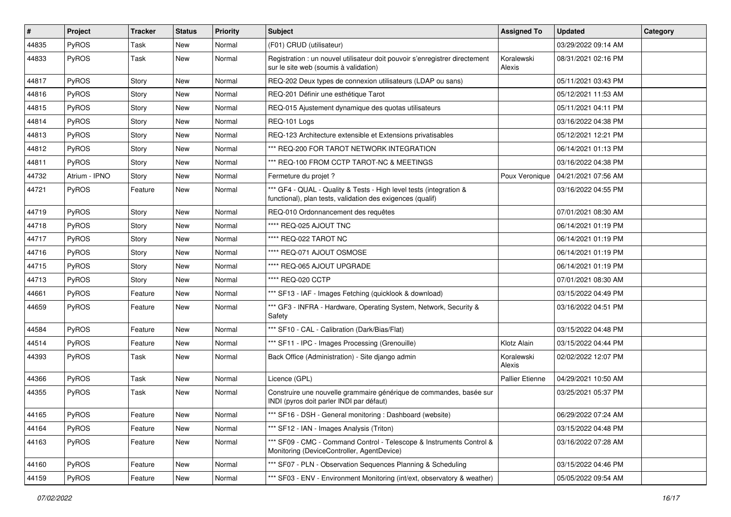| # | Project | Tracker | Status | Priority | Subject | Assigned To | Updated | Category |
|---|---|---|---|---|---|---|---|---|
| 44835 | PyROS | Task | New | Normal | (F01) CRUD (utilisateur) | | 03/29/2022 09:14 AM | |
| 44833 | PyROS | Task | New | Normal | Registration : un nouvel utilisateur doit pouvoir s'enregistrer directement sur le site web (soumis à validation) | Koralewski Alexis | 08/31/2021 02:16 PM | |
| 44817 | PyROS | Story | New | Normal | REQ-202 Deux types de connexion utilisateurs (LDAP ou sans) | | 05/11/2021 03:43 PM | |
| 44816 | PyROS | Story | New | Normal | REQ-201 Définir une esthétique Tarot | | 05/12/2021 11:53 AM | |
| 44815 | PyROS | Story | New | Normal | REQ-015 Ajustement dynamique des quotas utilisateurs | | 05/11/2021 04:11 PM | |
| 44814 | PyROS | Story | New | Normal | REQ-101 Logs | | 03/16/2022 04:38 PM | |
| 44813 | PyROS | Story | New | Normal | REQ-123 Architecture extensible et Extensions privatisables | | 05/12/2021 12:21 PM | |
| 44812 | PyROS | Story | New | Normal | *** REQ-200 FOR TAROT NETWORK INTEGRATION | | 06/14/2021 01:13 PM | |
| 44811 | PyROS | Story | New | Normal | *** REQ-100 FROM CCTP TAROT-NC & MEETINGS | | 03/16/2022 04:38 PM | |
| 44732 | Atrium - IPNO | Story | New | Normal | Fermeture du projet ? | Poux Veronique | 04/21/2021 07:56 AM | |
| 44721 | PyROS | Feature | New | Normal | *** GF4 - QUAL - Quality & Tests - High level tests (integration & functional), plan tests, validation des exigences (qualif) | | 03/16/2022 04:55 PM | |
| 44719 | PyROS | Story | New | Normal | REQ-010 Ordonnancement des requêtes | | 07/01/2021 08:30 AM | |
| 44718 | PyROS | Story | New | Normal | **** REQ-025 AJOUT TNC | | 06/14/2021 01:19 PM | |
| 44717 | PyROS | Story | New | Normal | **** REQ-022 TAROT NC | | 06/14/2021 01:19 PM | |
| 44716 | PyROS | Story | New | Normal | **** REQ-071 AJOUT OSMOSE | | 06/14/2021 01:19 PM | |
| 44715 | PyROS | Story | New | Normal | **** REQ-065 AJOUT UPGRADE | | 06/14/2021 01:19 PM | |
| 44713 | PyROS | Story | New | Normal | **** REQ-020 CCTP | | 07/01/2021 08:30 AM | |
| 44661 | PyROS | Feature | New | Normal | *** SF13 - IAF - Images Fetching (quicklook & download) | | 03/15/2022 04:49 PM | |
| 44659 | PyROS | Feature | New | Normal | *** GF3 - INFRA - Hardware, Operating System, Network, Security & Safety | | 03/16/2022 04:51 PM | |
| 44584 | PyROS | Feature | New | Normal | *** SF10 - CAL - Calibration (Dark/Bias/Flat) | | 03/15/2022 04:48 PM | |
| 44514 | PyROS | Feature | New | Normal | *** SF11 - IPC - Images Processing (Grenouille) | Klotz Alain | 03/15/2022 04:44 PM | |
| 44393 | PyROS | Task | New | Normal | Back Office (Administration) - Site django admin | Koralewski Alexis | 02/02/2022 12:07 PM | |
| 44366 | PyROS | Task | New | Normal | Licence (GPL) | Pallier Etienne | 04/29/2021 10:50 AM | |
| 44355 | PyROS | Task | New | Normal | Construire une nouvelle grammaire générique de commandes, basée sur INDI (pyros doit parler INDI par défaut) | | 03/25/2021 05:37 PM | |
| 44165 | PyROS | Feature | New | Normal | *** SF16 - DSH - General monitoring : Dashboard (website) | | 06/29/2022 07:24 AM | |
| 44164 | PyROS | Feature | New | Normal | *** SF12 - IAN - Images Analysis (Triton) | | 03/15/2022 04:48 PM | |
| 44163 | PyROS | Feature | New | Normal | *** SF09 - CMC - Command Control - Telescope & Instruments Control & Monitoring (DeviceController, AgentDevice) | | 03/16/2022 07:28 AM | |
| 44160 | PyROS | Feature | New | Normal | *** SF07 - PLN - Observation Sequences Planning & Scheduling | | 03/15/2022 04:46 PM | |
| 44159 | PyROS | Feature | New | Normal | *** SF03 - ENV - Environment Monitoring (int/ext, observatory & weather) | | 05/05/2022 09:54 AM | |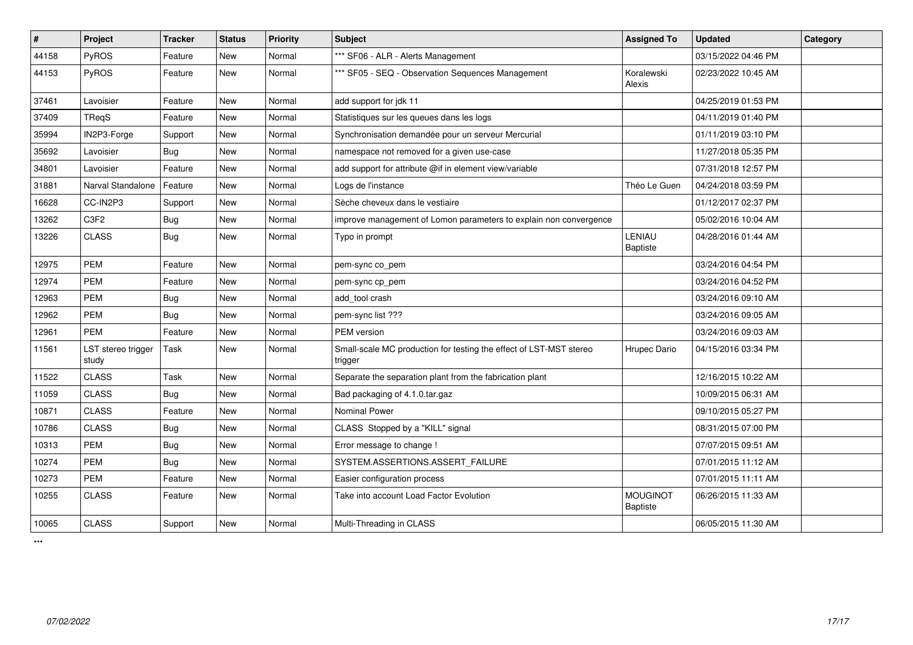| # | Project | Tracker | Status | Priority | Subject | Assigned To | Updated | Category |
|---|---|---|---|---|---|---|---|---|
| 44158 | PyROS | Feature | New | Normal | *** SF06 - ALR - Alerts Management | | 03/15/2022 04:46 PM | |
| 44153 | PyROS | Feature | New | Normal | *** SF05 - SEQ - Observation Sequences Management | Koralewski Alexis | 02/23/2022 10:45 AM | |
| 37461 | Lavoisier | Feature | New | Normal | add support for jdk 11 | | 04/25/2019 01:53 PM | |
| 37409 | TReqS | Feature | New | Normal | Statistiques sur les queues dans les logs | | 04/11/2019 01:40 PM | |
| 35994 | IN2P3-Forge | Support | New | Normal | Synchronisation demandée pour un serveur Mercurial | | 01/11/2019 03:10 PM | |
| 35692 | Lavoisier | Bug | New | Normal | namespace not removed for a given use-case | | 11/27/2018 05:35 PM | |
| 34801 | Lavoisier | Feature | New | Normal | add support for attribute @if in element view/variable | | 07/31/2018 12:57 PM | |
| 31881 | Narval Standalone | Feature | New | Normal | Logs de l'instance | Théo Le Guen | 04/24/2018 03:59 PM | |
| 16628 | CC-IN2P3 | Support | New | Normal | Sèche cheveux dans le vestiaire | | 01/12/2017 02:37 PM | |
| 13262 | C3F2 | Bug | New | Normal | improve management of Lomon parameters to explain non convergence | | 05/02/2016 10:04 AM | |
| 13226 | CLASS | Bug | New | Normal | Typo in prompt | LENIAU Baptiste | 04/28/2016 01:44 AM | |
| 12975 | PEM | Feature | New | Normal | pem-sync co_pem | | 03/24/2016 04:54 PM | |
| 12974 | PEM | Feature | New | Normal | pem-sync cp_pem | | 03/24/2016 04:52 PM | |
| 12963 | PEM | Bug | New | Normal | add_tool crash | | 03/24/2016 09:10 AM | |
| 12962 | PEM | Bug | New | Normal | pem-sync list ??? | | 03/24/2016 09:05 AM | |
| 12961 | PEM | Feature | New | Normal | PEM version | | 03/24/2016 09:03 AM | |
| 11561 | LST stereo trigger study | Task | New | Normal | Small-scale MC production for testing the effect of LST-MST stereo trigger | Hrupec Dario | 04/15/2016 03:34 PM | |
| 11522 | CLASS | Task | New | Normal | Separate the separation plant from the fabrication plant | | 12/16/2015 10:22 AM | |
| 11059 | CLASS | Bug | New | Normal | Bad packaging of 4.1.0.tar.gaz | | 10/09/2015 06:31 AM | |
| 10871 | CLASS | Feature | New | Normal | Nominal Power | | 09/10/2015 05:27 PM | |
| 10786 | CLASS | Bug | New | Normal | CLASS Stopped by a "KILL" signal | | 08/31/2015 07:00 PM | |
| 10313 | PEM | Bug | New | Normal | Error message to change ! | | 07/07/2015 09:51 AM | |
| 10274 | PEM | Bug | New | Normal | SYSTEM.ASSERTIONS.ASSERT_FAILURE | | 07/01/2015 11:12 AM | |
| 10273 | PEM | Feature | New | Normal | Easier configuration process | | 07/01/2015 11:11 AM | |
| 10255 | CLASS | Feature | New | Normal | Take into account Load Factor Evolution | MOUGINOT Baptiste | 06/26/2015 11:33 AM | |
| 10065 | CLASS | Support | New | Normal | Multi-Threading in CLASS | | 06/05/2015 11:30 AM | |

...